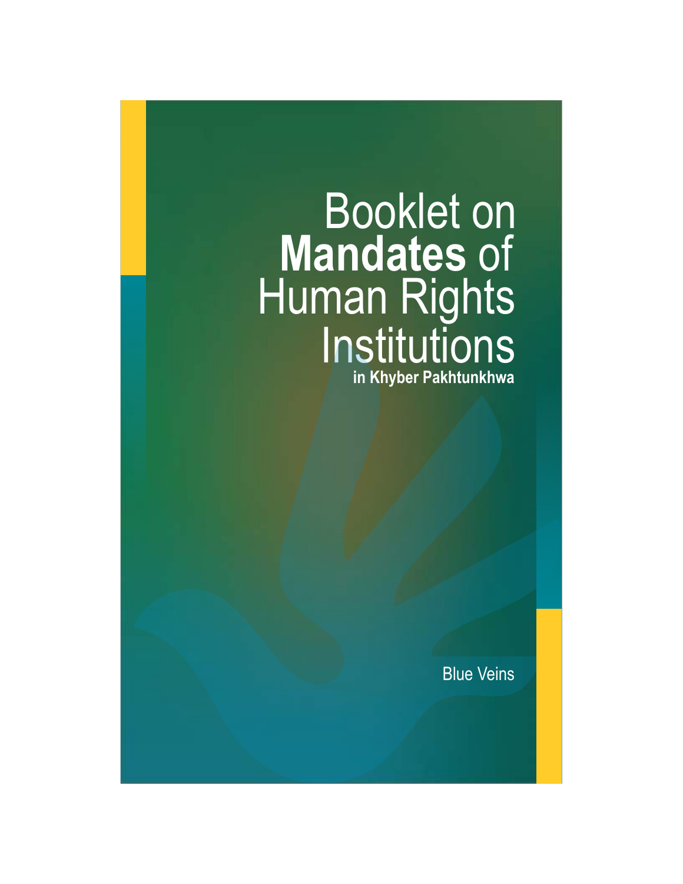# Booklet on **Mandates** of Human Rights Institutions

**in Khyber Pakhtunkhwa**

Blue Veins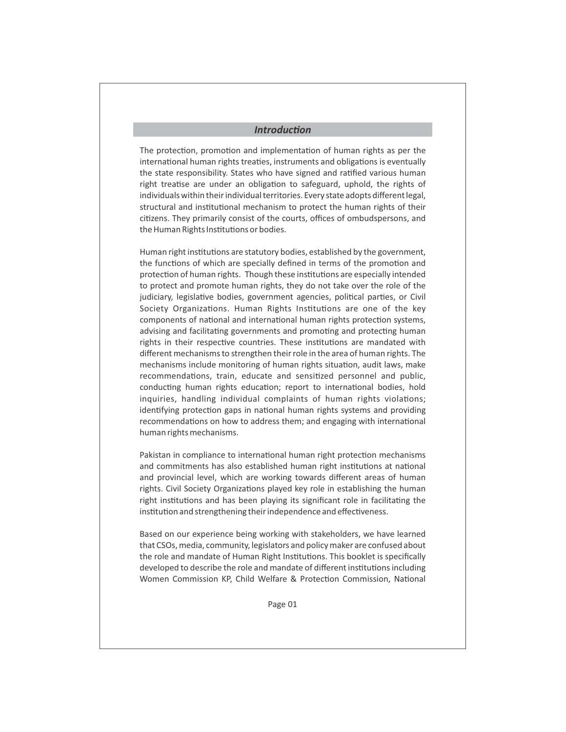## *Introduction*

The protection, promotion and implementation of human rights as per the international human rights treaties, instruments and obligations is eventually the state responsibility. States who have signed and ratified various human right treatise are under an obligation to safeguard, uphold, the rights of individuals within their individual territories. Every state adopts different legal, structural and institutional mechanism to protect the human rights of their citizens. They primarily consist of the courts, offices of ombudspersons, and the Human Rights Institutions or bodies.

Human right institutions are statutory bodies, established by the government, the functions of which are specially defined in terms of the promotion and protection of human rights. Though these institutions are especially intended to protect and promote human rights, they do not take over the role of the judiciary, legislative bodies, government agencies, political parties, or Civil Society Organizations. Human Rights Institutions are one of the key components of national and international human rights protection systems, advising and facilitating governments and promoting and protecting human rights in their respective countries. These institutions are mandated with different mechanisms to strengthen their role in the area of human rights. The mechanisms include monitoring of human rights situation, audit laws, make recommendations, train, educate and sensitized personnel and public, conducting human rights education; report to international bodies, hold inquiries, handling individual complaints of human rights violations; identifying protection gaps in national human rights systems and providing recommendations on how to address them; and engaging with international human rights mechanisms.

Pakistan in compliance to international human right protection mechanisms and commitments has also established human right institutions at national and provincial level, which are working towards different areas of human rights. Civil Society Organizations played key role in establishing the human right institutions and has been playing its significant role in facilitating the institution and strengthening their independence and effectiveness.

Based on our experience being working with stakeholders, we have learned that CSOs, media, community, legislators and policy maker are confused about the role and mandate of Human Right Institutions. This booklet is specifically developed to describe the role and mandate of different institutions including Women Commission KP, Child Welfare & Protection Commission, National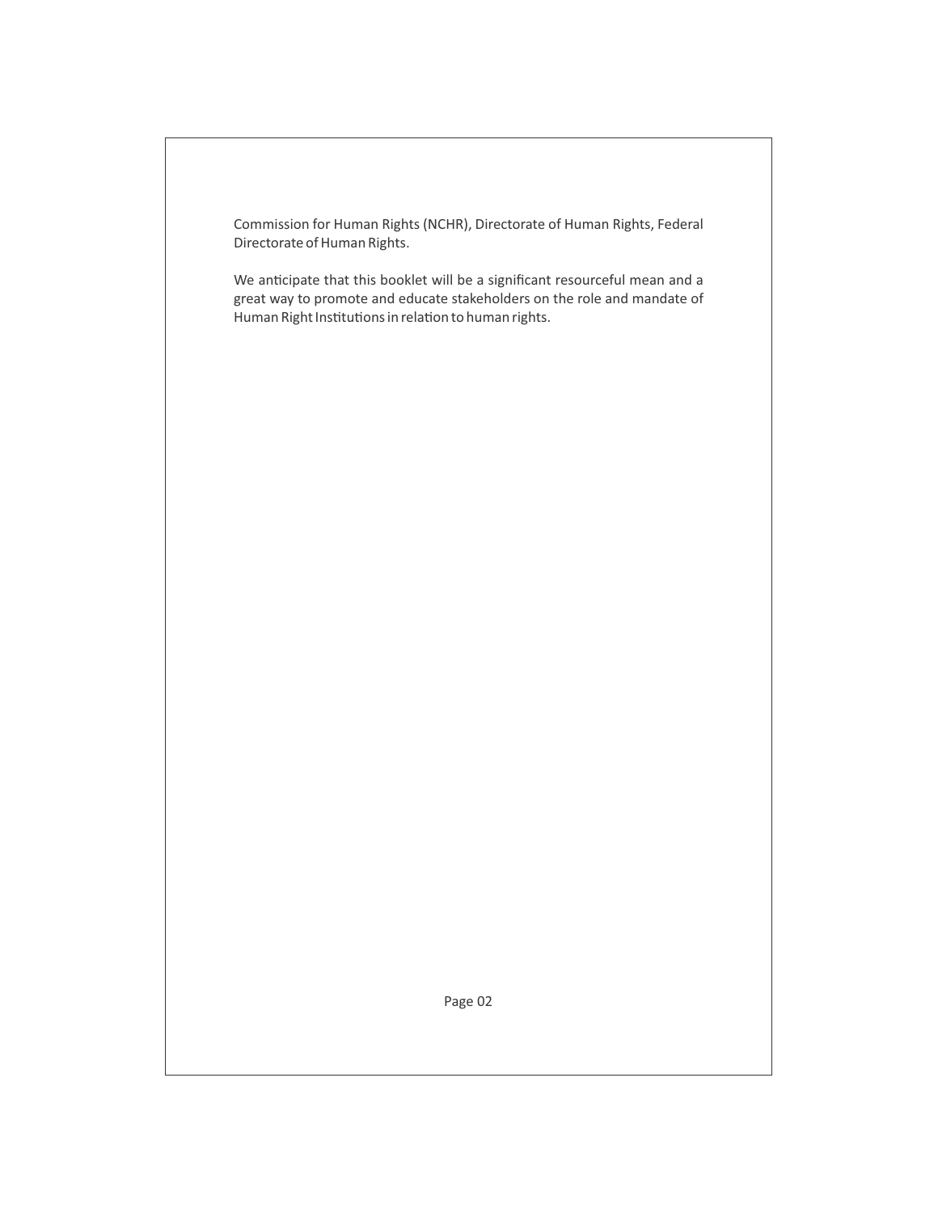Commission for Human Rights (NCHR), Directorate of Human Rights, Federal Directorate of Human Rights.

We anticipate that this booklet will be a significant resourceful mean and a great way to promote and educate stakeholders on the role and mandate of Human Right Institutions in relation to human rights.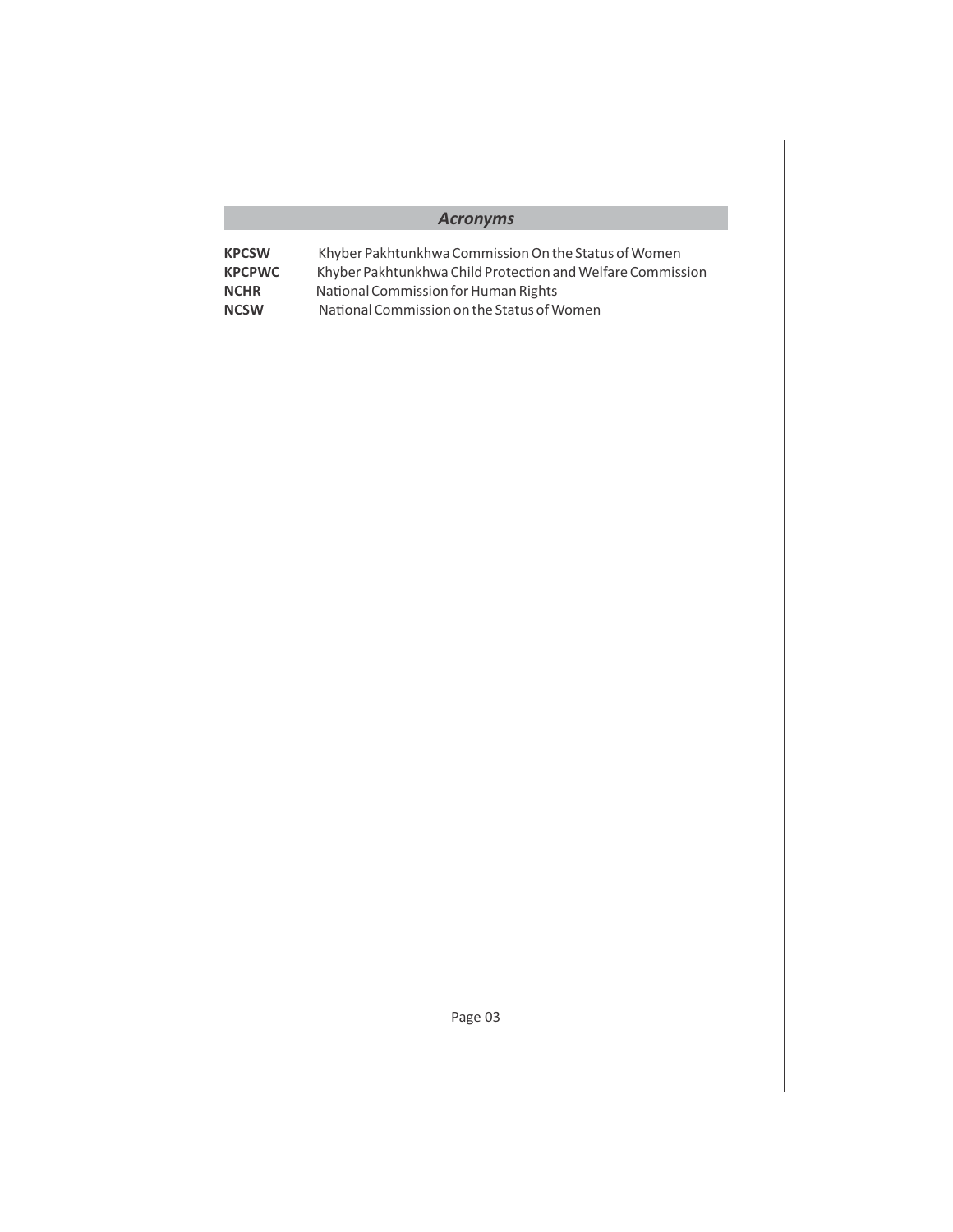## *Acronyms*

| | |
|---|---|
| **KPCSW** | Khyber Pakhtunkhwa Commission On the Status of Women |
| **KPCPWC** | Khyber Pakhtunkhwa Child Protection and Welfare Commission |
| **NCHR** | National Commission for Human Rights |
| **NCSW** | National Commission on the Status of Women |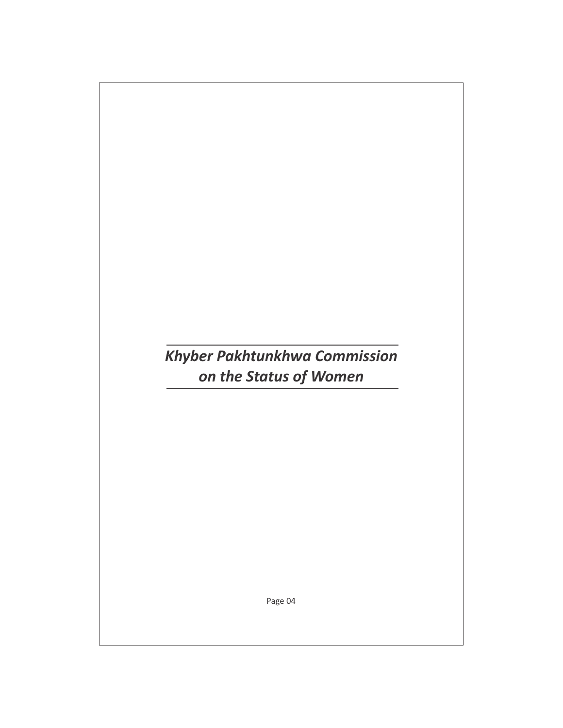***Khyber Pakhtunkhwa Commission on the Status of Women***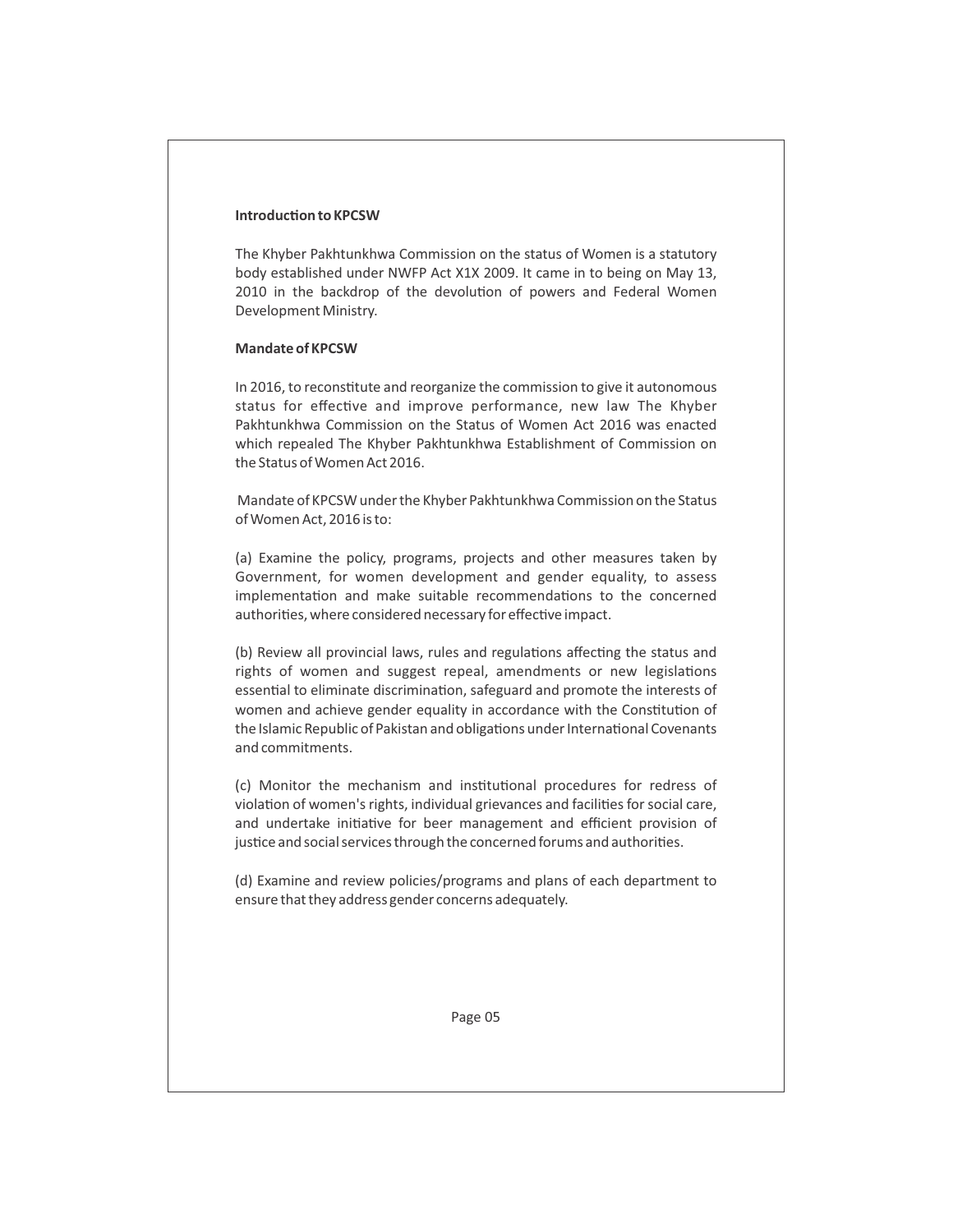**Introduction to KPCSW**

The Khyber Pakhtunkhwa Commission on the status of Women is a statutory body established under NWFP Act X1X 2009. It came in to being on May 13, 2010 in the backdrop of the devolution of powers and Federal Women Development Ministry.

**Mandate of KPCSW**

In 2016, to reconstitute and reorganize the commission to give it autonomous status for effective and improve performance, new law The Khyber Pakhtunkhwa Commission on the Status of Women Act 2016 was enacted which repealed The Khyber Pakhtunkhwa Establishment of Commission on the Status of Women Act 2016.

Mandate of KPCSW under the Khyber Pakhtunkhwa Commission on the Status of Women Act, 2016 is to:

(a) Examine the policy, programs, projects and other measures taken by Government, for women development and gender equality, to assess implementation and make suitable recommendations to the concerned authorities, where considered necessary for effective impact.

(b) Review all provincial laws, rules and regulations affecting the status and rights of women and suggest repeal, amendments or new legislations essential to eliminate discrimination, safeguard and promote the interests of women and achieve gender equality in accordance with the Constitution of the Islamic Republic of Pakistan and obligations under International Covenants and commitments.

(c) Monitor the mechanism and institutional procedures for redress of violation of women's rights, individual grievances and facilities for social care, and undertake initiative for beer management and efficient provision of justice and social services through the concerned forums and authorities.

(d) Examine and review policies/programs and plans of each department to ensure that they address gender concerns adequately.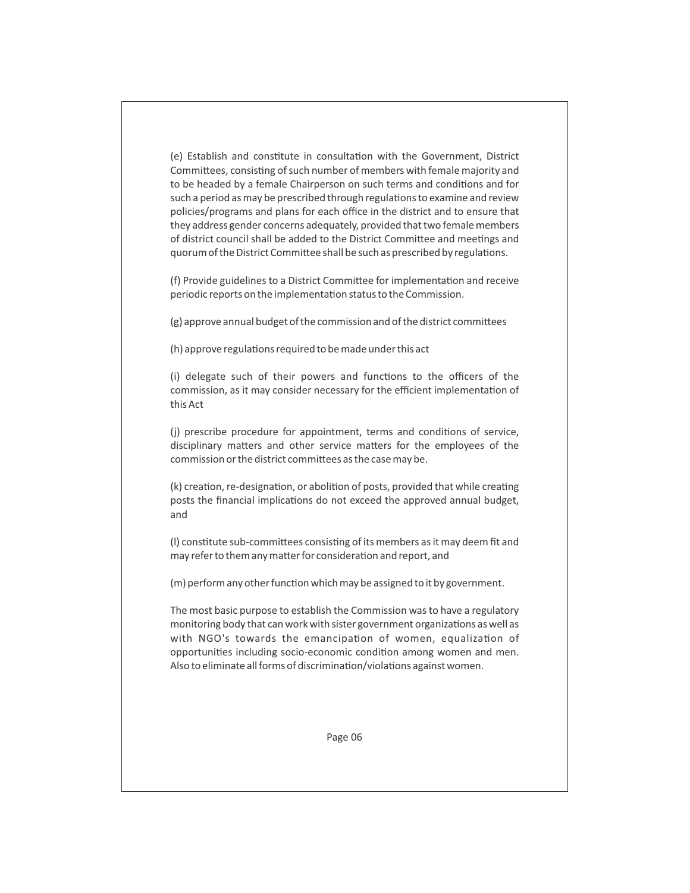(e) Establish and constitute in consultation with the Government, District Committees, consisting of such number of members with female majority and to be headed by a female Chairperson on such terms and conditions and for such a period as may be prescribed through regulations to examine and review policies/programs and plans for each office in the district and to ensure that they address gender concerns adequately, provided that two female members of district council shall be added to the District Committee and meetings and quorum of the District Committee shall be such as prescribed by regulations.

(f) Provide guidelines to a District Committee for implementation and receive periodic reports on the implementation status to the Commission.

(g) approve annual budget of the commission and of the district committees

(h) approve regulations required to be made under this act

(i) delegate such of their powers and functions to the officers of the commission, as it may consider necessary for the efficient implementation of this Act

(j) prescribe procedure for appointment, terms and conditions of service, disciplinary matters and other service matters for the employees of the commission or the district committees as the case may be.

(k) creation, re-designation, or abolition of posts, provided that while creating posts the financial implications do not exceed the approved annual budget, and

(l) constitute sub-committees consisting of its members as it may deem fit and may refer to them any matter for consideration and report, and

(m) perform any other function which may be assigned to it by government.

The most basic purpose to establish the Commission was to have a regulatory monitoring body that can work with sister government organizations as well as with NGO's towards the emancipation of women, equalization of opportunities including socio-economic condition among women and men. Also to eliminate all forms of discrimination/violations against women.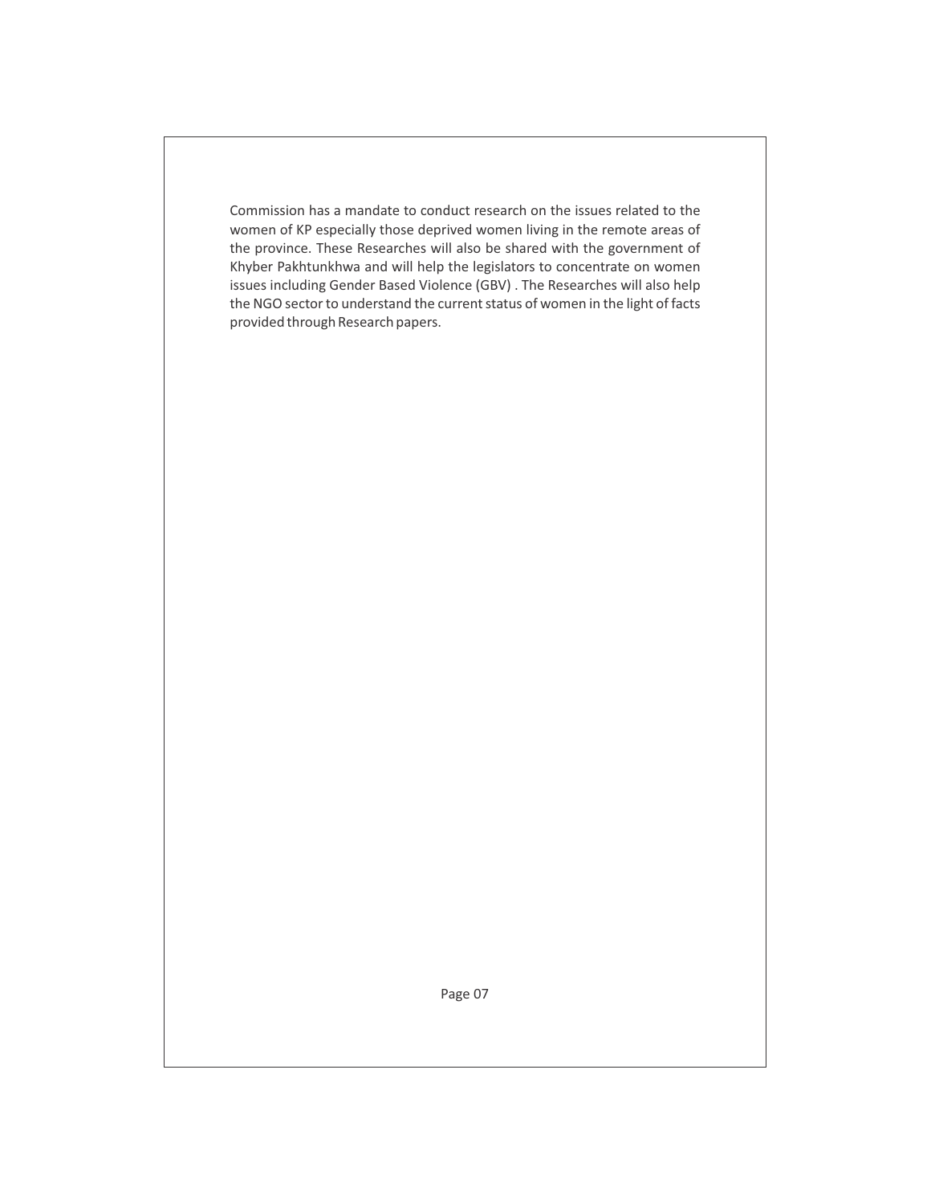Commission has a mandate to conduct research on the issues related to the women of KP especially those deprived women living in the remote areas of the province. These Researches will also be shared with the government of Khyber Pakhtunkhwa and will help the legislators to concentrate on women issues including Gender Based Violence (GBV) . The Researches will also help the NGO sector to understand the current status of women in the light of facts provided through Research papers.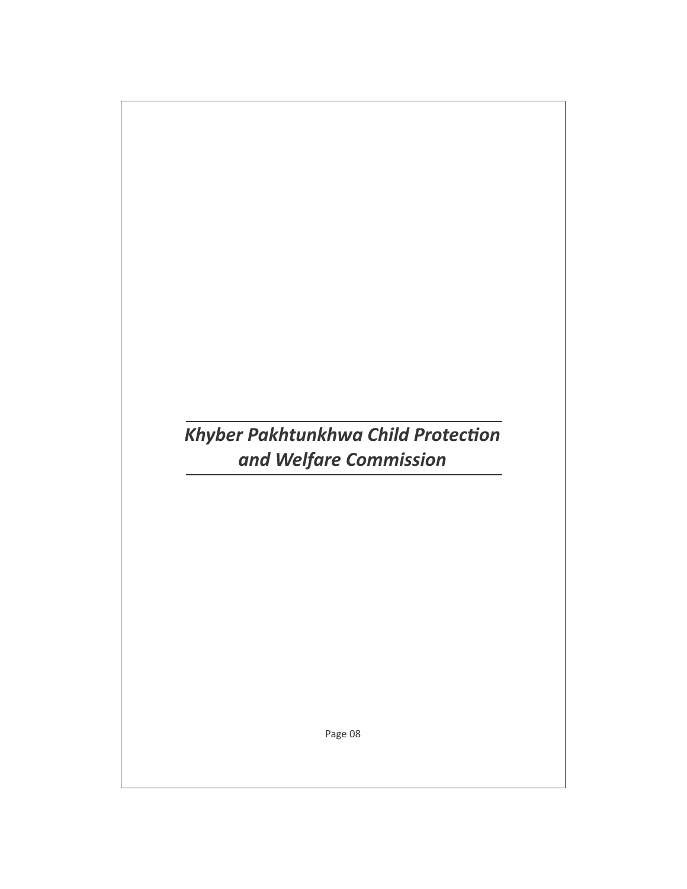# *Khyber Pakhtunkhwa Child Protection and Welfare Commission*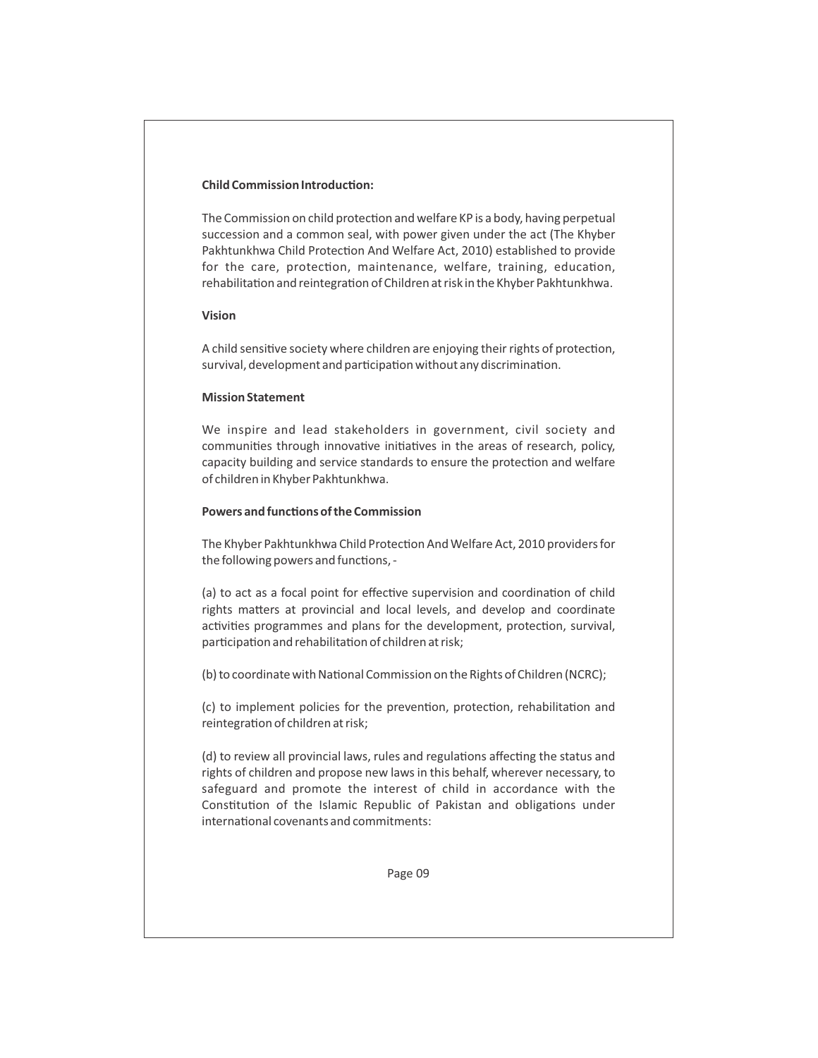**Child Commission Introduction:**

The Commission on child protection and welfare KP is a body, having perpetual succession and a common seal, with power given under the act (The Khyber Pakhtunkhwa Child Protection And Welfare Act, 2010) established to provide for the care, protection, maintenance, welfare, training, education, rehabilitation and reintegration of Children at risk in the Khyber Pakhtunkhwa.

**Vision**

A child sensitive society where children are enjoying their rights of protection, survival, development and participation without any discrimination.

**Mission Statement**

We inspire and lead stakeholders in government, civil society and communities through innovative initiatives in the areas of research, policy, capacity building and service standards to ensure the protection and welfare of children in Khyber Pakhtunkhwa.

**Powers and functions of the Commission**

The Khyber Pakhtunkhwa Child Protection And Welfare Act, 2010 providers for the following powers and functions, -

(a) to act as a focal point for effective supervision and coordination of child rights matters at provincial and local levels, and develop and coordinate activities programmes and plans for the development, protection, survival, participation and rehabilitation of children at risk;

(b) to coordinate with National Commission on the Rights of Children (NCRC);

(c) to implement policies for the prevention, protection, rehabilitation and reintegration of children at risk;

(d) to review all provincial laws, rules and regulations affecting the status and rights of children and propose new laws in this behalf, wherever necessary, to safeguard and promote the interest of child in accordance with the Constitution of the Islamic Republic of Pakistan and obligations under international covenants and commitments: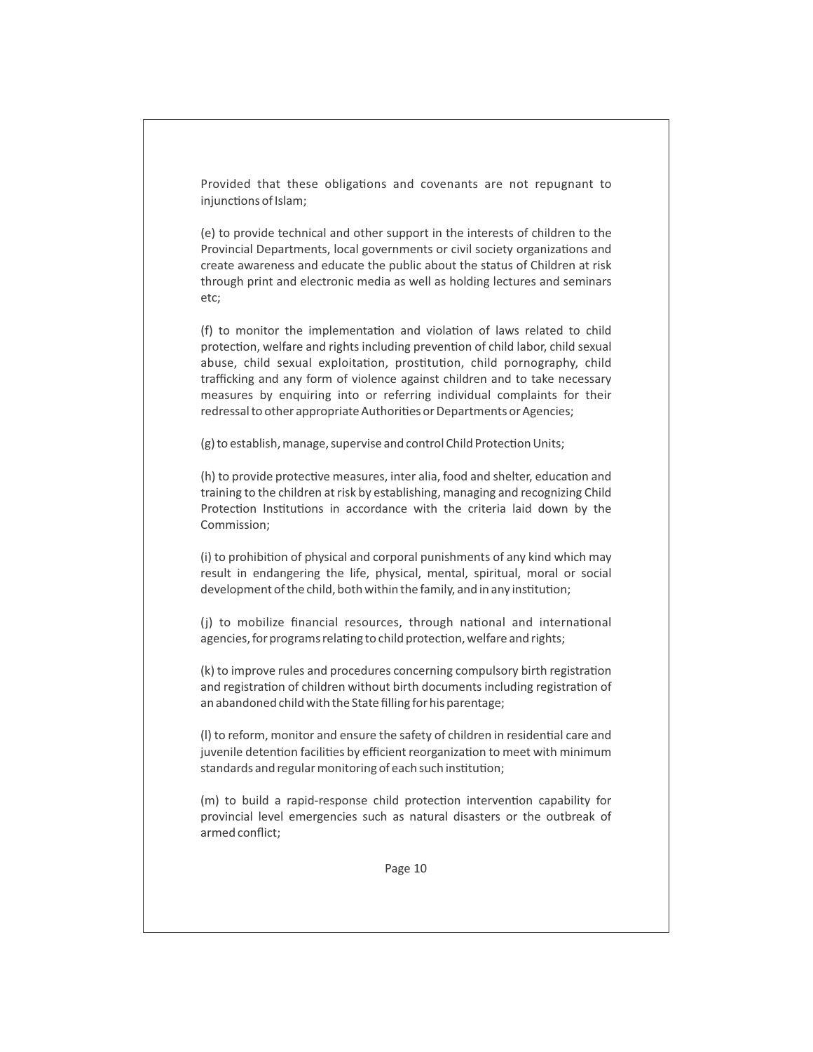Provided that these obligations and covenants are not repugnant to injunctions of Islam;

(e) to provide technical and other support in the interests of children to the Provincial Departments, local governments or civil society organizations and create awareness and educate the public about the status of Children at risk through print and electronic media as well as holding lectures and seminars etc;

(f) to monitor the implementation and violation of laws related to child protection, welfare and rights including prevention of child labor, child sexual abuse, child sexual exploitation, prostitution, child pornography, child trafficking and any form of violence against children and to take necessary measures by enquiring into or referring individual complaints for their redressal to other appropriate Authorities or Departments or Agencies;

(g) to establish, manage, supervise and control Child Protection Units;

(h) to provide protective measures, inter alia, food and shelter, education and training to the children at risk by establishing, managing and recognizing Child Protection Institutions in accordance with the criteria laid down by the Commission;

(i) to prohibition of physical and corporal punishments of any kind which may result in endangering the life, physical, mental, spiritual, moral or social development of the child, both within the family, and in any institution;

(j) to mobilize financial resources, through national and international agencies, for programs relating to child protection, welfare and rights;

(k) to improve rules and procedures concerning compulsory birth registration and registration of children without birth documents including registration of an abandoned child with the State filling for his parentage;

(l) to reform, monitor and ensure the safety of children in residential care and juvenile detention facilities by efficient reorganization to meet with minimum standards and regular monitoring of each such institution;

(m) to build a rapid-response child protection intervention capability for provincial level emergencies such as natural disasters or the outbreak of armed conflict;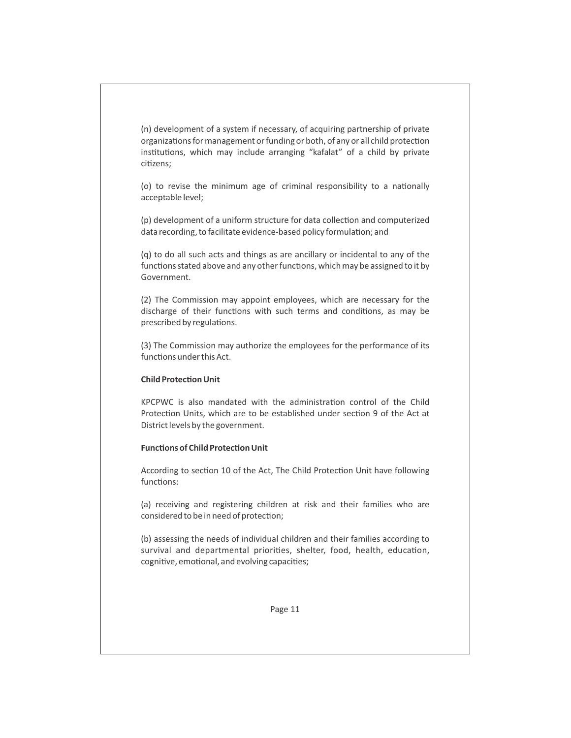(n) development of a system if necessary, of acquiring partnership of private organizations for management or funding or both, of any or all child protection institutions, which may include arranging "kafalat" of a child by private citizens;

(o) to revise the minimum age of criminal responsibility to a nationally acceptable level;

(p) development of a uniform structure for data collection and computerized data recording, to facilitate evidence-based policy formulation; and

(q) to do all such acts and things as are ancillary or incidental to any of the functions stated above and any other functions, which may be assigned to it by Government.

(2) The Commission may appoint employees, which are necessary for the discharge of their functions with such terms and conditions, as may be prescribed by regulations.

(3) The Commission may authorize the employees for the performance of its functions under this Act.

**Child Protection Unit**

KPCPWC is also mandated with the administration control of the Child Protection Units, which are to be established under section 9 of the Act at District levels by the government.

**Functions of Child Protection Unit**

According to section 10 of the Act, The Child Protection Unit have following functions:

(a) receiving and registering children at risk and their families who are considered to be in need of protection;

(b) assessing the needs of individual children and their families according to survival and departmental priorities, shelter, food, health, education, cognitive, emotional, and evolving capacities;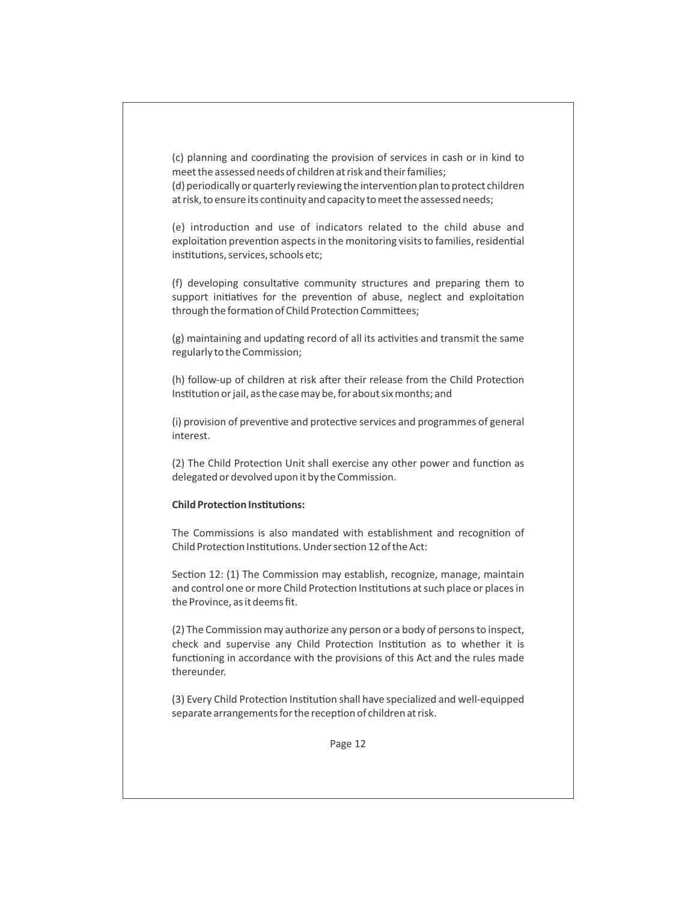(c) planning and coordinating the provision of services in cash or in kind to meet the assessed needs of children at risk and their families;
(d) periodically or quarterly reviewing the intervention plan to protect children at risk, to ensure its continuity and capacity to meet the assessed needs;

(e) introduction and use of indicators related to the child abuse and exploitation prevention aspects in the monitoring visits to families, residential institutions, services, schools etc;

(f) developing consultative community structures and preparing them to support initiatives for the prevention of abuse, neglect and exploitation through the formation of Child Protection Committees;

(g) maintaining and updating record of all its activities and transmit the same regularly to the Commission;

(h) follow-up of children at risk after their release from the Child Protection Institution or jail, as the case may be, for about six months; and

(i) provision of preventive and protective services and programmes of general interest.

(2) The Child Protection Unit shall exercise any other power and function as delegated or devolved upon it by the Commission.

**Child Protection Institutions:**

The Commissions is also mandated with establishment and recognition of Child Protection Institutions. Under section 12 of the Act:

Section 12: (1) The Commission may establish, recognize, manage, maintain and control one or more Child Protection Institutions at such place or places in the Province, as it deems fit.

(2) The Commission may authorize any person or a body of persons to inspect, check and supervise any Child Protection Institution as to whether it is functioning in accordance with the provisions of this Act and the rules made thereunder.

(3) Every Child Protection Institution shall have specialized and well-equipped separate arrangements for the reception of children at risk.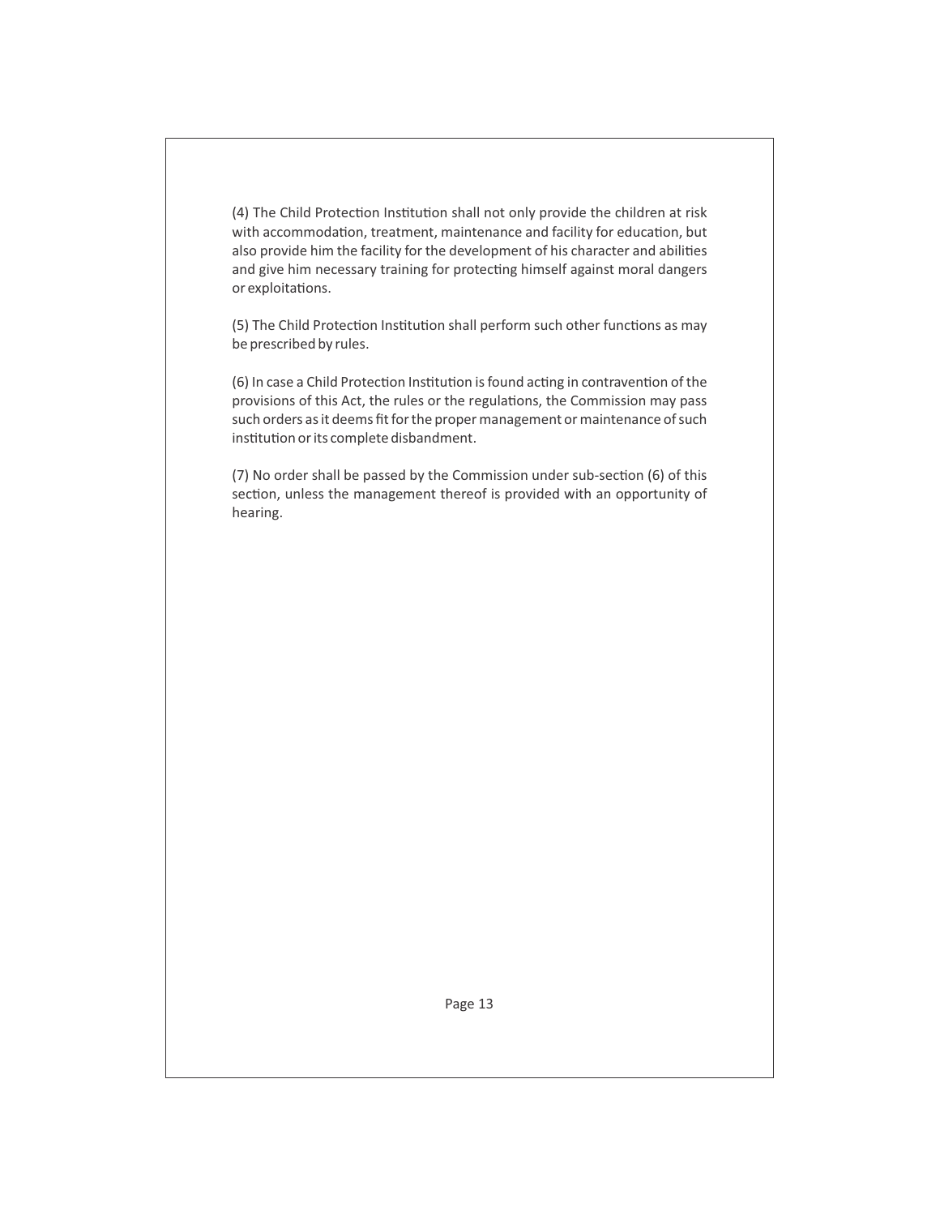(4) The Child Protection Institution shall not only provide the children at risk with accommodation, treatment, maintenance and facility for education, but also provide him the facility for the development of his character and abilities and give him necessary training for protecting himself against moral dangers or exploitations.

(5) The Child Protection Institution shall perform such other functions as may be prescribed by rules.

(6) In case a Child Protection Institution is found acting in contravention of the provisions of this Act, the rules or the regulations, the Commission may pass such orders as it deems fit for the proper management or maintenance of such institution or its complete disbandment.

(7) No order shall be passed by the Commission under sub-section (6) of this section, unless the management thereof is provided with an opportunity of hearing.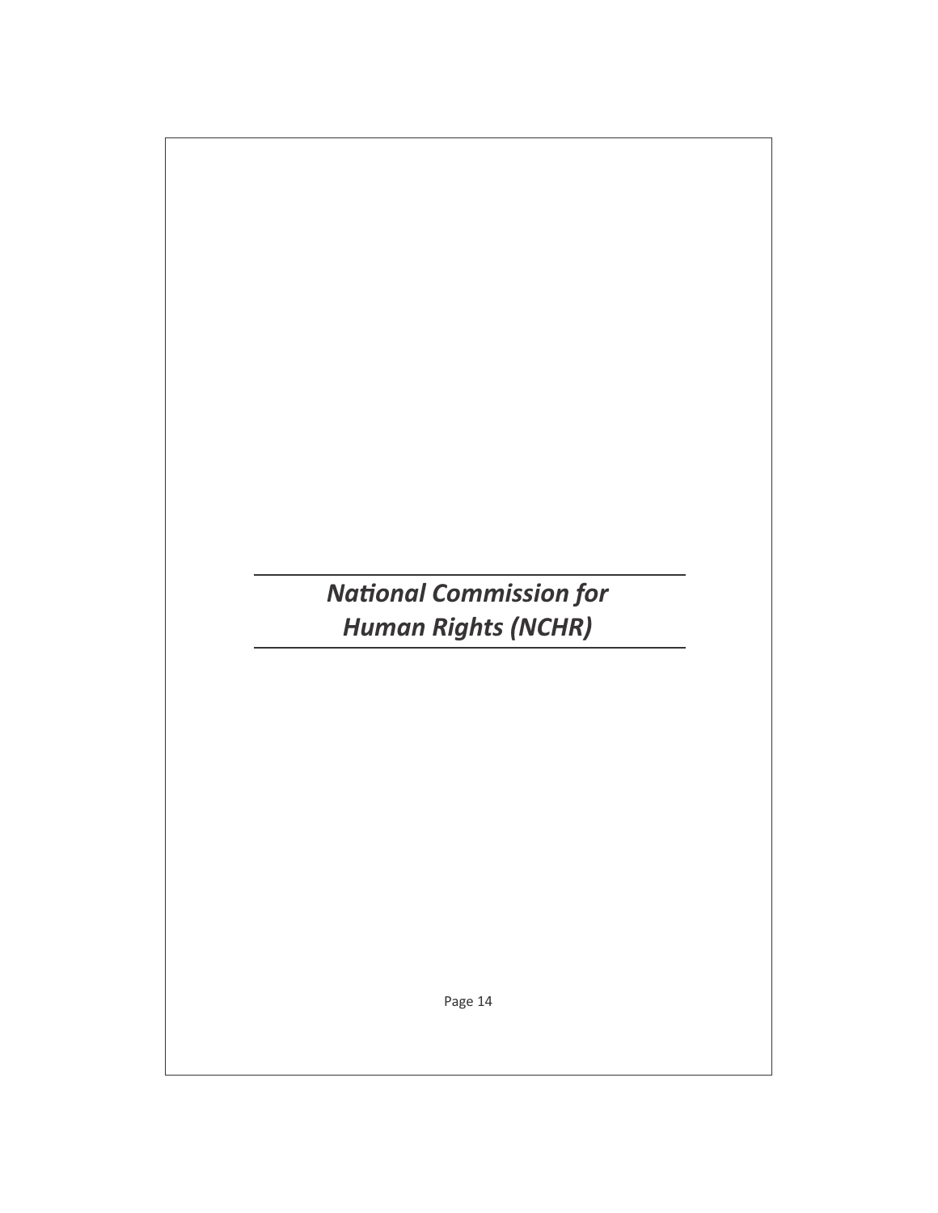# *National Commission for Human Rights (NCHR)*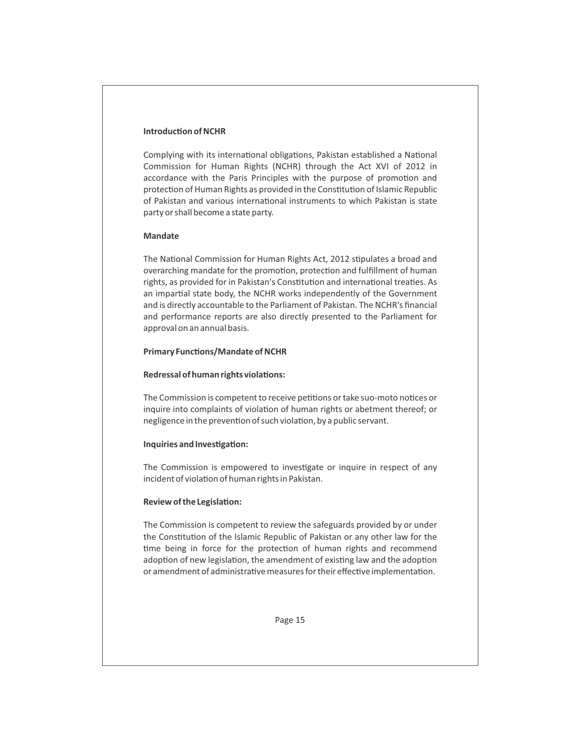## Introduction of NCHR

Complying with its international obligations, Pakistan established a National Commission for Human Rights (NCHR) through the Act XVI of 2012 in accordance with the Paris Principles with the purpose of promotion and protection of Human Rights as provided in the Constitution of Islamic Republic of Pakistan and various international instruments to which Pakistan is state party or shall become a state party.

## Mandate

The National Commission for Human Rights Act, 2012 stipulates a broad and overarching mandate for the promotion, protection and fulfillment of human rights, as provided for in Pakistan's Constitution and international treaties. As an impartial state body, the NCHR works independently of the Government and is directly accountable to the Parliament of Pakistan. The NCHR's financial and performance reports are also directly presented to the Parliament for approval on an annual basis.

## Primary Functions/Mandate of NCHR

### Redressal of human rights violations:

The Commission is competent to receive petitions or take suo-moto notices or inquire into complaints of violation of human rights or abetment thereof; or negligence in the prevention of such violation, by a public servant.

### Inquiries and Investigation:

The Commission is empowered to investigate or inquire in respect of any incident of violation of human rights in Pakistan.

### Review of the Legislation:

The Commission is competent to review the safeguards provided by or under the Constitution of the Islamic Republic of Pakistan or any other law for the time being in force for the protection of human rights and recommend adoption of new legislation, the amendment of existing law and the adoption or amendment of administrative measures for their effective implementation.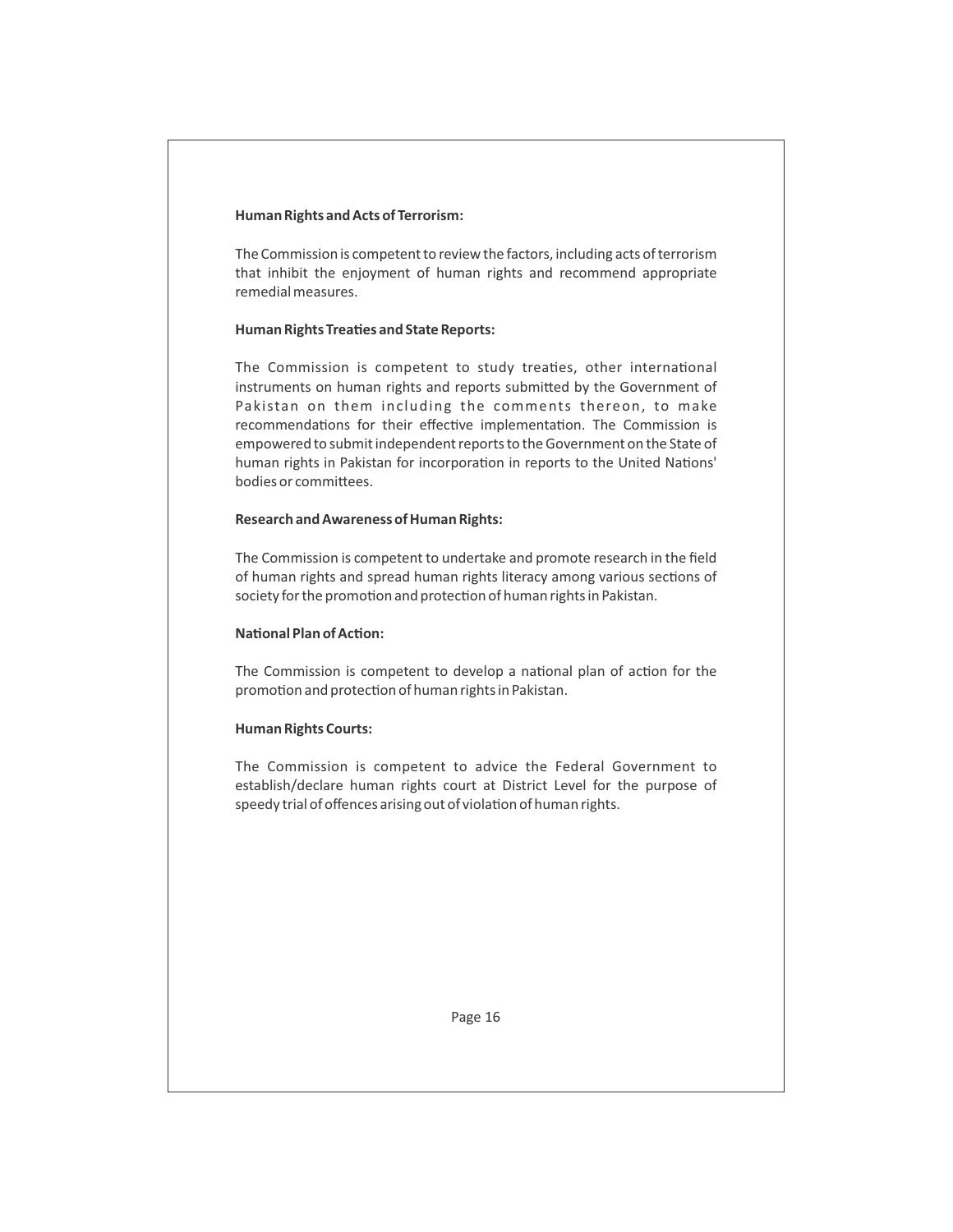**Human Rights and Acts of Terrorism:**

The Commission is competent to review the factors, including acts of terrorism that inhibit the enjoyment of human rights and recommend appropriate remedial measures.

**Human Rights Treaties and State Reports:**

The Commission is competent to study treaties, other international instruments on human rights and reports submitted by the Government of Pakistan on them including the comments thereon, to make recommendations for their effective implementation. The Commission is empowered to submit independent reports to the Government on the State of human rights in Pakistan for incorporation in reports to the United Nations' bodies or committees.

**Research and Awareness of Human Rights:**

The Commission is competent to undertake and promote research in the field of human rights and spread human rights literacy among various sections of society for the promotion and protection of human rights in Pakistan.

**National Plan of Action:**

The Commission is competent to develop a national plan of action for the promotion and protection of human rights in Pakistan.

**Human Rights Courts:**

The Commission is competent to advice the Federal Government to establish/declare human rights court at District Level for the purpose of speedy trial of offences arising out of violation of human rights.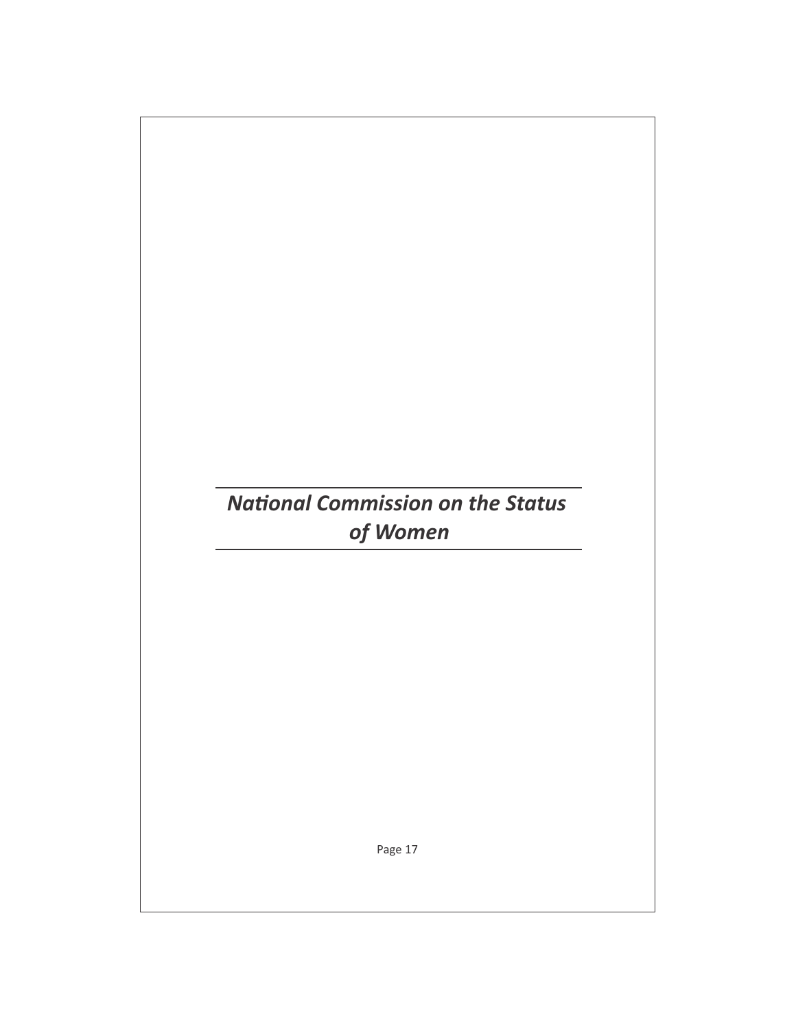## *National Commission on the Status of Women*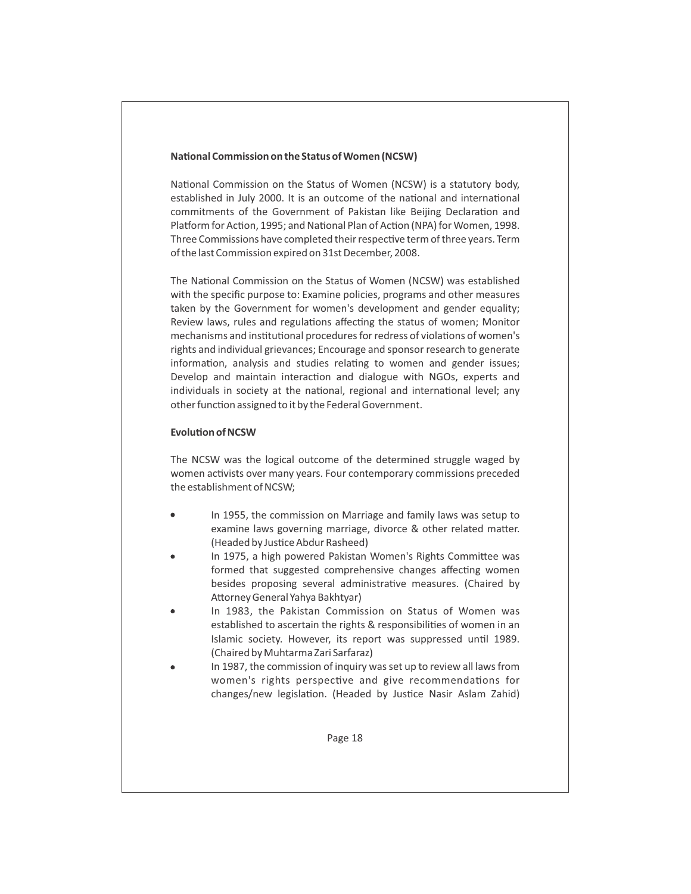**National Commission on the Status of Women (NCSW)**

National Commission on the Status of Women (NCSW) is a statutory body, established in July 2000. It is an outcome of the national and international commitments of the Government of Pakistan like Beijing Declaration and Platform for Action, 1995; and National Plan of Action (NPA) for Women, 1998. Three Commissions have completed their respective term of three years. Term of the last Commission expired on 31st December, 2008.

The National Commission on the Status of Women (NCSW) was established with the specific purpose to: Examine policies, programs and other measures taken by the Government for women's development and gender equality; Review laws, rules and regulations affecting the status of women; Monitor mechanisms and institutional procedures for redress of violations of women's rights and individual grievances; Encourage and sponsor research to generate information, analysis and studies relating to women and gender issues; Develop and maintain interaction and dialogue with NGOs, experts and individuals in society at the national, regional and international level; any other function assigned to it by the Federal Government.

**Evolution of NCSW**

The NCSW was the logical outcome of the determined struggle waged by women activists over many years. Four contemporary commissions preceded the establishment of NCSW;

- In 1955, the commission on Marriage and family laws was setup to examine laws governing marriage, divorce & other related matter. (Headed by Justice Abdur Rasheed)
- In 1975, a high powered Pakistan Women's Rights Committee was formed that suggested comprehensive changes affecting women besides proposing several administrative measures. (Chaired by Attorney General Yahya Bakhtyar)
- In 1983, the Pakistan Commission on Status of Women was established to ascertain the rights & responsibilities of women in an Islamic society. However, its report was suppressed until 1989. (Chaired by Muhtarma Zari Sarfaraz)
- In 1987, the commission of inquiry was set up to review all laws from women's rights perspective and give recommendations for changes/new legislation. (Headed by Justice Nasir Aslam Zahid)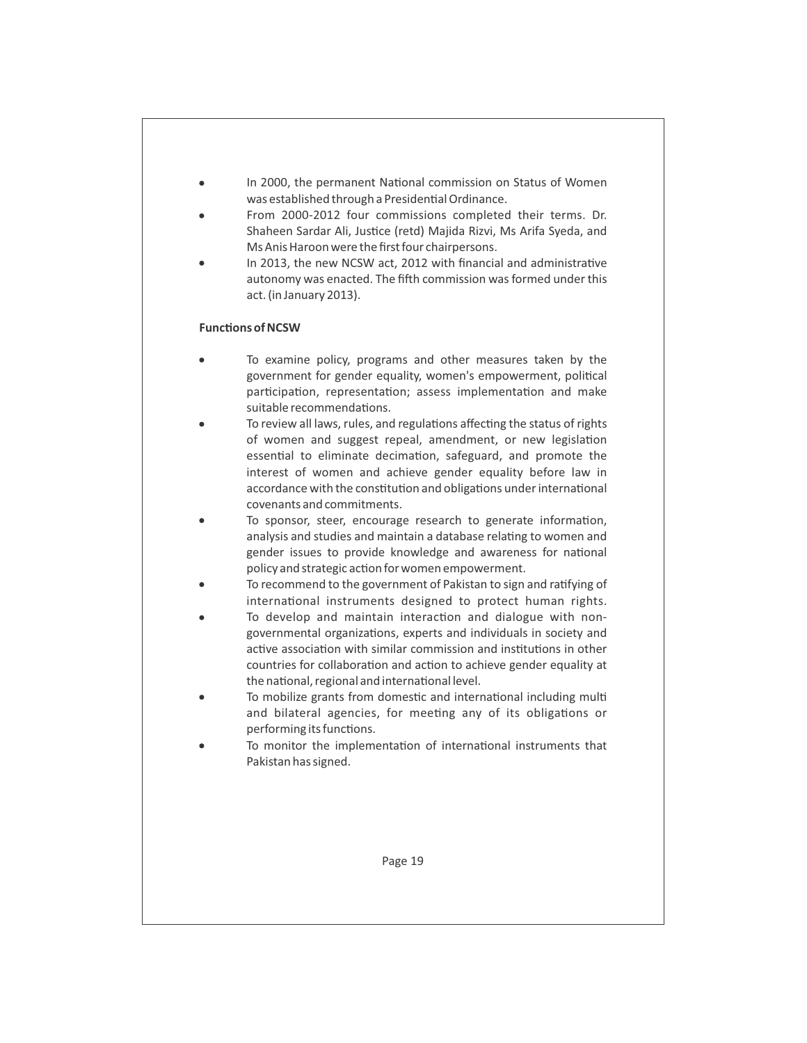- In 2000, the permanent National commission on Status of Women was established through a Presidential Ordinance.
- From 2000-2012 four commissions completed their terms. Dr. Shaheen Sardar Ali, Justice (retd) Majida Rizvi, Ms Arifa Syeda, and Ms Anis Haroon were the first four chairpersons.
- In 2013, the new NCSW act, 2012 with financial and administrative autonomy was enacted. The fifth commission was formed under this act. (in January 2013).

**Functions of NCSW**

- To examine policy, programs and other measures taken by the government for gender equality, women's empowerment, political participation, representation; assess implementation and make suitable recommendations.
- To review all laws, rules, and regulations affecting the status of rights of women and suggest repeal, amendment, or new legislation essential to eliminate decimation, safeguard, and promote the interest of women and achieve gender equality before law in accordance with the constitution and obligations under international covenants and commitments.
- To sponsor, steer, encourage research to generate information, analysis and studies and maintain a database relating to women and gender issues to provide knowledge and awareness for national policy and strategic action for women empowerment.
- To recommend to the government of Pakistan to sign and ratifying of international instruments designed to protect human rights.
- To develop and maintain interaction and dialogue with non-governmental organizations, experts and individuals in society and active association with similar commission and institutions in other countries for collaboration and action to achieve gender equality at the national, regional and international level.
- To mobilize grants from domestic and international including multi and bilateral agencies, for meeting any of its obligations or performing its functions.
- To monitor the implementation of international instruments that Pakistan has signed.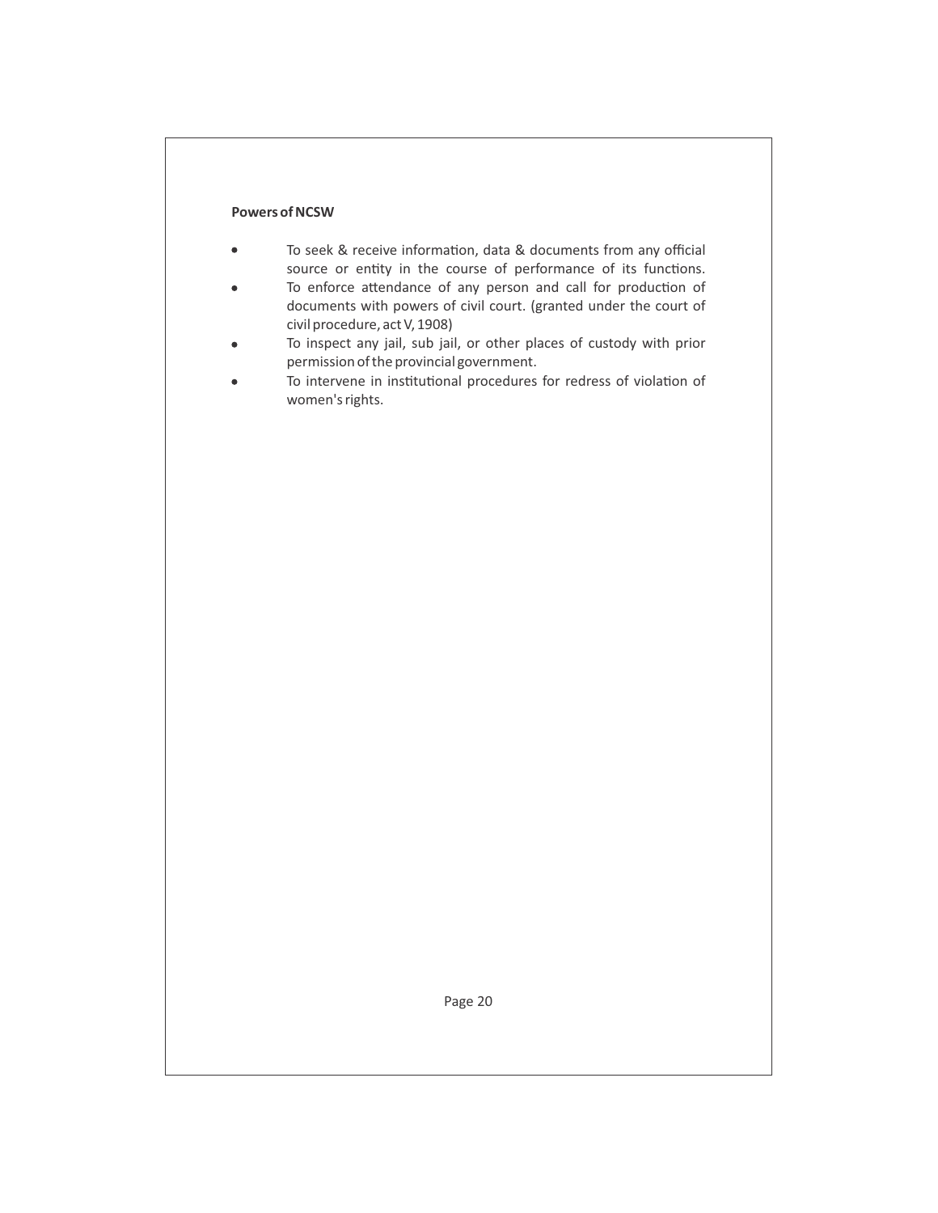**Powers of NCSW**

- To seek & receive information, data & documents from any official source or entity in the course of performance of its functions.
- To enforce attendance of any person and call for production of documents with powers of civil court. (granted under the court of civil procedure, act V, 1908)
- To inspect any jail, sub jail, or other places of custody with prior permission of the provincial government.
- To intervene in institutional procedures for redress of violation of women's rights.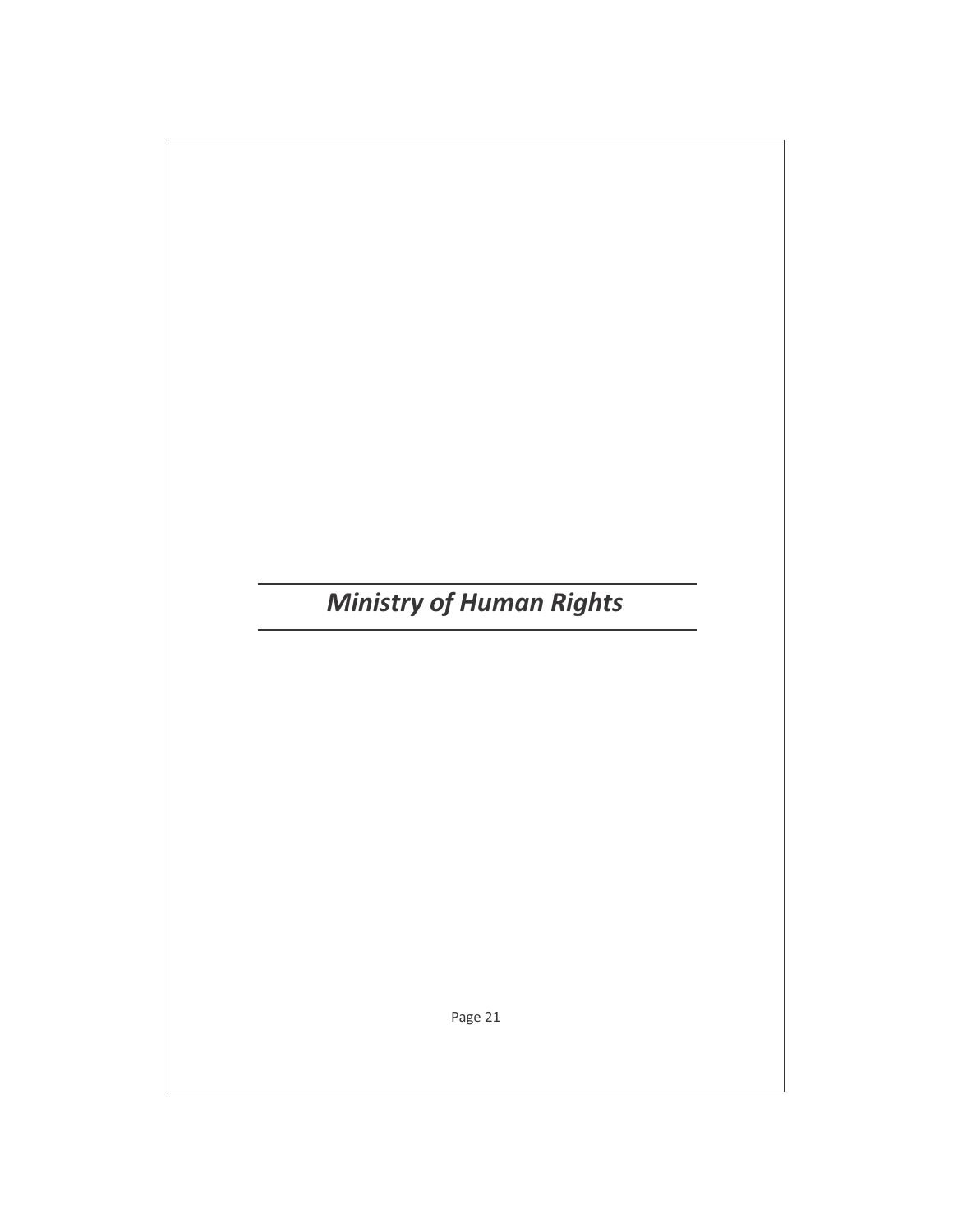# *Ministry of Human Rights*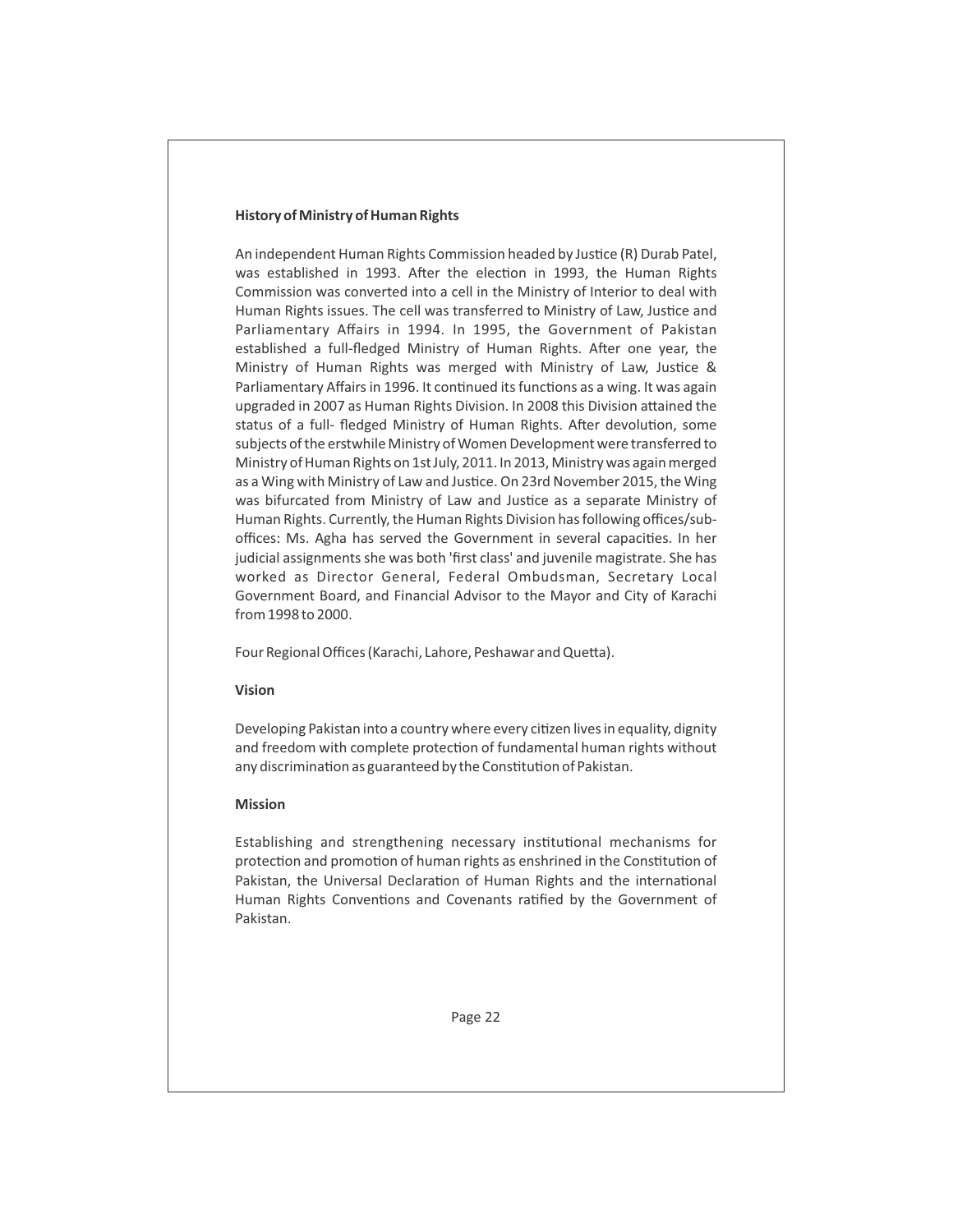**History of Ministry of Human Rights**

An independent Human Rights Commission headed by Justice (R) Durab Patel, was established in 1993. After the election in 1993, the Human Rights Commission was converted into a cell in the Ministry of Interior to deal with Human Rights issues. The cell was transferred to Ministry of Law, Justice and Parliamentary Affairs in 1994. In 1995, the Government of Pakistan established a full-fledged Ministry of Human Rights. After one year, the Ministry of Human Rights was merged with Ministry of Law, Justice & Parliamentary Affairs in 1996. It continued its functions as a wing. It was again upgraded in 2007 as Human Rights Division. In 2008 this Division attained the status of a full- fledged Ministry of Human Rights. After devolution, some subjects of the erstwhile Ministry of Women Development were transferred to Ministry of Human Rights on 1st July, 2011. In 2013, Ministry was again merged as a Wing with Ministry of Law and Justice. On 23rd November 2015, the Wing was bifurcated from Ministry of Law and Justice as a separate Ministry of Human Rights. Currently, the Human Rights Division has following offices/sub-offices: Ms. Agha has served the Government in several capacities. In her judicial assignments she was both 'first class' and juvenile magistrate. She has worked as Director General, Federal Ombudsman, Secretary Local Government Board, and Financial Advisor to the Mayor and City of Karachi from 1998 to 2000.

Four Regional Offices (Karachi, Lahore, Peshawar and Quetta).

**Vision**

Developing Pakistan into a country where every citizen lives in equality, dignity and freedom with complete protection of fundamental human rights without any discrimination as guaranteed by the Constitution of Pakistan.

**Mission**

Establishing and strengthening necessary institutional mechanisms for protection and promotion of human rights as enshrined in the Constitution of Pakistan, the Universal Declaration of Human Rights and the international Human Rights Conventions and Covenants ratified by the Government of Pakistan.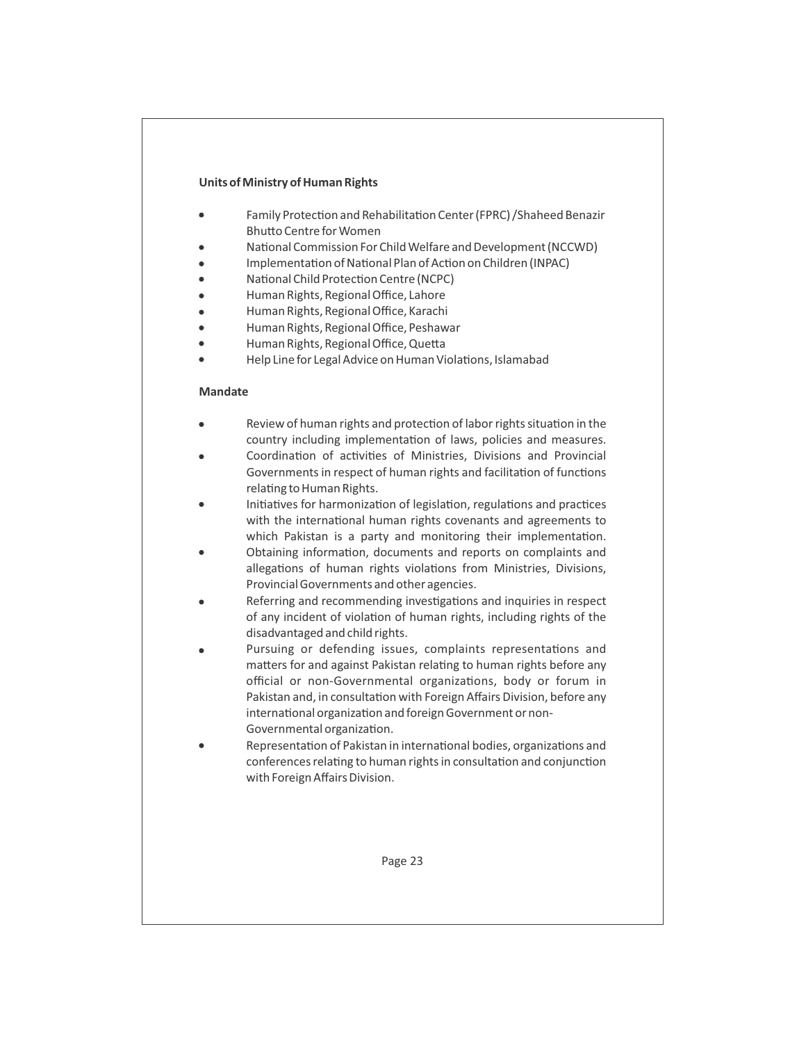**Units of Ministry of Human Rights**

- Family Protection and Rehabilitation Center (FPRC) /Shaheed Benazir Bhutto Centre for Women
- National Commission For Child Welfare and Development (NCCWD)
- Implementation of National Plan of Action on Children (INPAC)
- National Child Protection Centre (NCPC)
- Human Rights, Regional Office, Lahore
- Human Rights, Regional Office, Karachi
- Human Rights, Regional Office, Peshawar
- Human Rights, Regional Office, Quetta
- Help Line for Legal Advice on Human Violations, Islamabad

**Mandate**

- Review of human rights and protection of labor rights situation in the country including implementation of laws, policies and measures.
- Coordination of activities of Ministries, Divisions and Provincial Governments in respect of human rights and facilitation of functions relating to Human Rights.
- Initiatives for harmonization of legislation, regulations and practices with the international human rights covenants and agreements to which Pakistan is a party and monitoring their implementation.
- Obtaining information, documents and reports on complaints and allegations of human rights violations from Ministries, Divisions, Provincial Governments and other agencies.
- Referring and recommending investigations and inquiries in respect of any incident of violation of human rights, including rights of the disadvantaged and child rights.
- Pursuing or defending issues, complaints representations and matters for and against Pakistan relating to human rights before any official or non-Governmental organizations, body or forum in Pakistan and, in consultation with Foreign Affairs Division, before any international organization and foreign Government or non-Governmental organization.
- Representation of Pakistan in international bodies, organizations and conferences relating to human rights in consultation and conjunction with Foreign Affairs Division.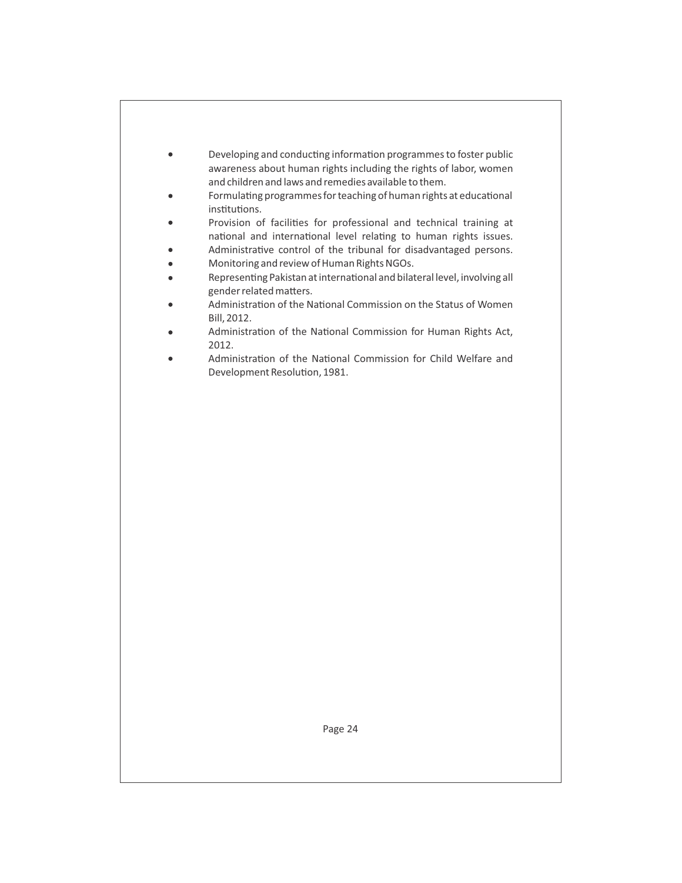- Developing and conducting information programmes to foster public awareness about human rights including the rights of labor, women and children and laws and remedies available to them.
- Formulating programmes for teaching of human rights at educational institutions.
- Provision of facilities for professional and technical training at national and international level relating to human rights issues.
- Administrative control of the tribunal for disadvantaged persons.
- Monitoring and review of Human Rights NGOs.
- Representing Pakistan at international and bilateral level, involving all gender related matters.
- Administration of the National Commission on the Status of Women Bill, 2012.
- Administration of the National Commission for Human Rights Act, 2012.
- Administration of the National Commission for Child Welfare and Development Resolution, 1981.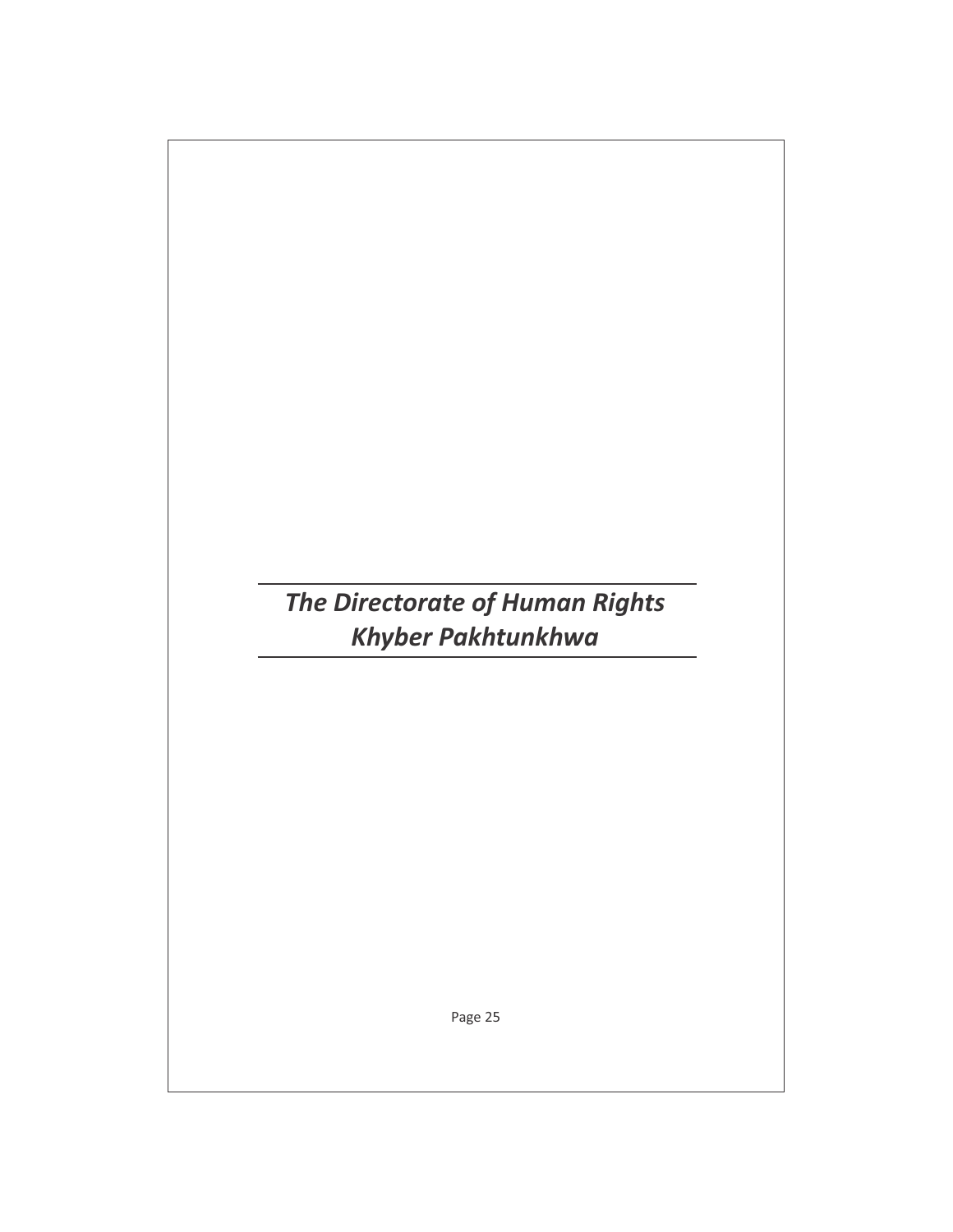# *The Directorate of Human Rights Khyber Pakhtunkhwa*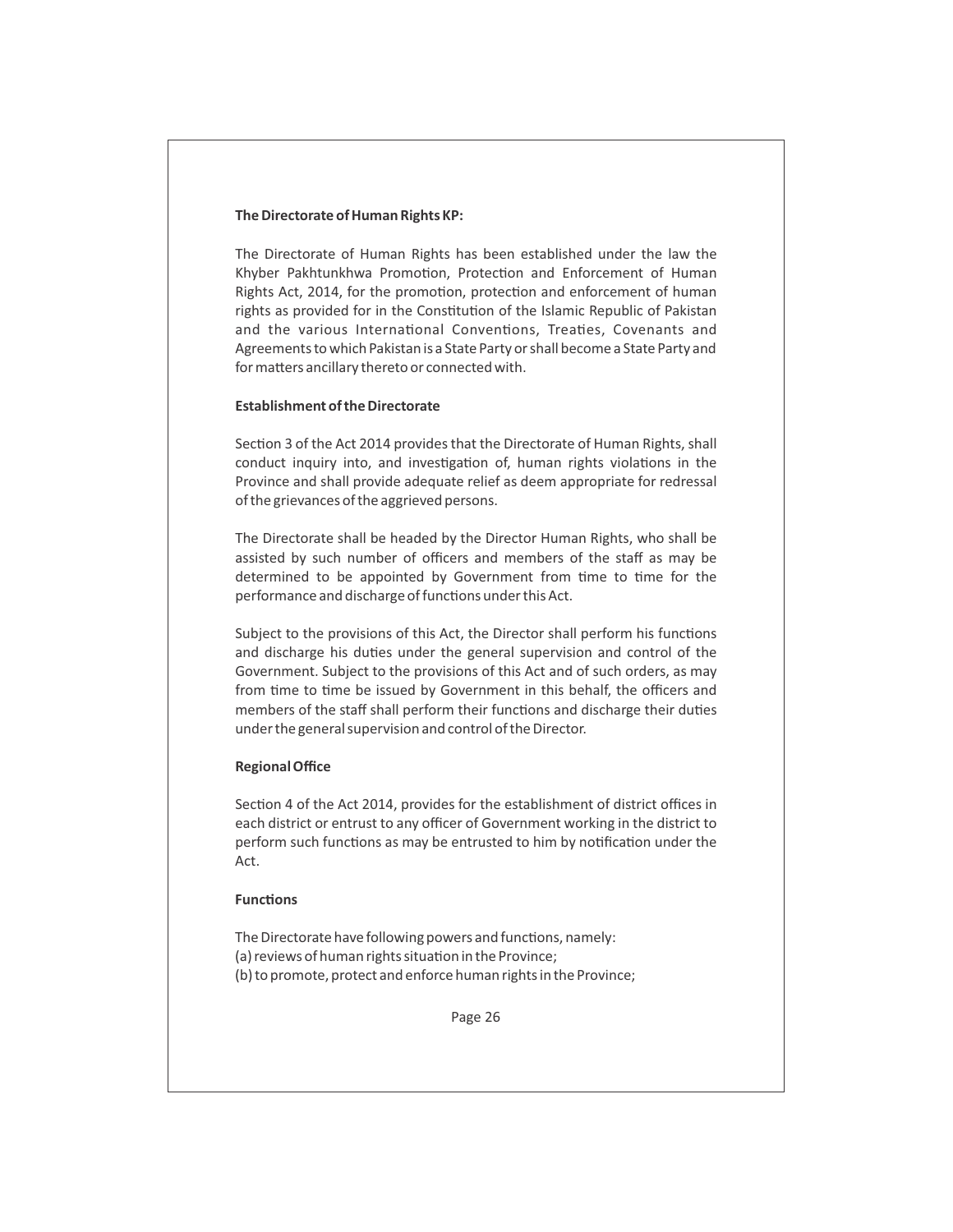**The Directorate of Human Rights KP:**

The Directorate of Human Rights has been established under the law the Khyber Pakhtunkhwa Promotion, Protection and Enforcement of Human Rights Act, 2014, for the promotion, protection and enforcement of human rights as provided for in the Constitution of the Islamic Republic of Pakistan and the various International Conventions, Treaties, Covenants and Agreements to which Pakistan is a State Party or shall become a State Party and for matters ancillary thereto or connected with.

**Establishment of the Directorate**

Section 3 of the Act 2014 provides that the Directorate of Human Rights, shall conduct inquiry into, and investigation of, human rights violations in the Province and shall provide adequate relief as deem appropriate for redressal of the grievances of the aggrieved persons.

The Directorate shall be headed by the Director Human Rights, who shall be assisted by such number of officers and members of the staff as may be determined to be appointed by Government from time to time for the performance and discharge of functions under this Act.

Subject to the provisions of this Act, the Director shall perform his functions and discharge his duties under the general supervision and control of the Government. Subject to the provisions of this Act and of such orders, as may from time to time be issued by Government in this behalf, the officers and members of the staff shall perform their functions and discharge their duties under the general supervision and control of the Director.

**Regional Office**

Section 4 of the Act 2014, provides for the establishment of district offices in each district or entrust to any officer of Government working in the district to perform such functions as may be entrusted to him by notification under the Act.

**Functions**

The Directorate have following powers and functions, namely:
(a) reviews of human rights situation in the Province;
(b) to promote, protect and enforce human rights in the Province;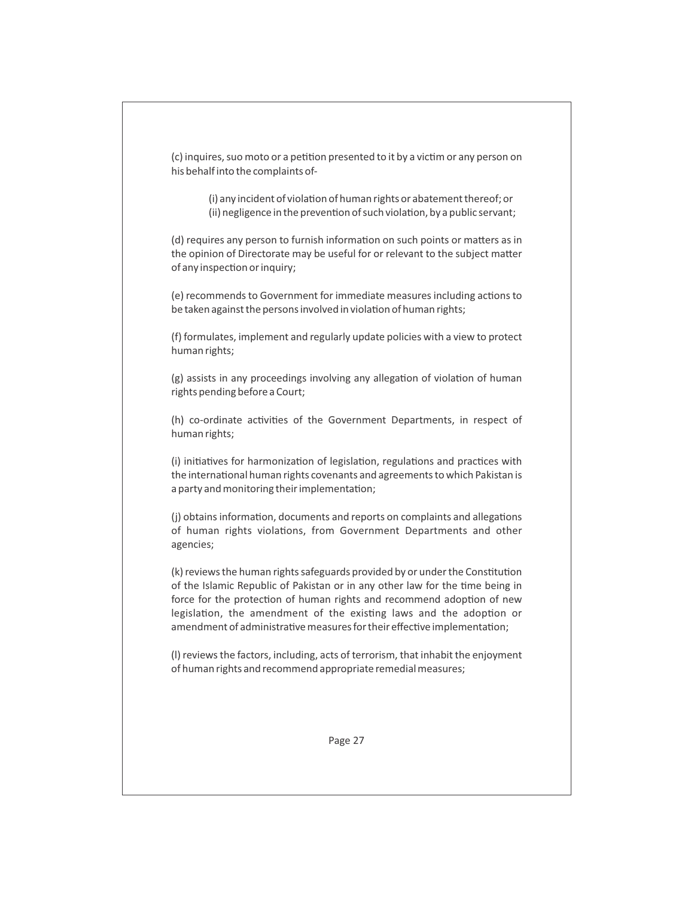(c) inquires, suo moto or a petition presented to it by a victim or any person on his behalf into the complaints of-

(i) any incident of violation of human rights or abatement thereof; or
(ii) negligence in the prevention of such violation, by a public servant;

(d) requires any person to furnish information on such points or matters as in the opinion of Directorate may be useful for or relevant to the subject matter of any inspection or inquiry;

(e) recommends to Government for immediate measures including actions to be taken against the persons involved in violation of human rights;

(f) formulates, implement and regularly update policies with a view to protect human rights;

(g) assists in any proceedings involving any allegation of violation of human rights pending before a Court;

(h) co-ordinate activities of the Government Departments, in respect of human rights;

(i) initiatives for harmonization of legislation, regulations and practices with the international human rights covenants and agreements to which Pakistan is a party and monitoring their implementation;

(j) obtains information, documents and reports on complaints and allegations of human rights violations, from Government Departments and other agencies;

(k) reviews the human rights safeguards provided by or under the Constitution of the Islamic Republic of Pakistan or in any other law for the time being in force for the protection of human rights and recommend adoption of new legislation, the amendment of the existing laws and the adoption or amendment of administrative measures for their effective implementation;

(l) reviews the factors, including, acts of terrorism, that inhabit the enjoyment of human rights and recommend appropriate remedial measures;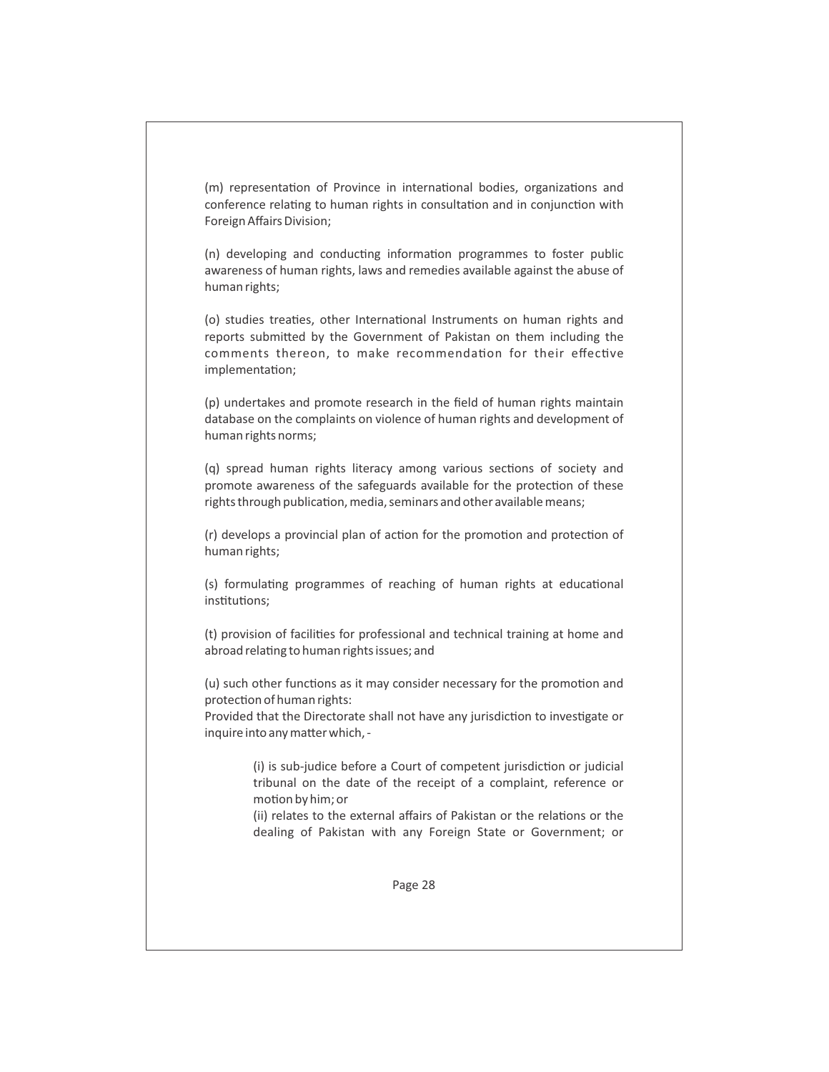(m) representation of Province in international bodies, organizations and conference relating to human rights in consultation and in conjunction with Foreign Affairs Division;

(n) developing and conducting information programmes to foster public awareness of human rights, laws and remedies available against the abuse of human rights;

(o) studies treaties, other International Instruments on human rights and reports submitted by the Government of Pakistan on them including the comments thereon, to make recommendation for their effective implementation;

(p) undertakes and promote research in the field of human rights maintain database on the complaints on violence of human rights and development of human rights norms;

(q) spread human rights literacy among various sections of society and promote awareness of the safeguards available for the protection of these rights through publication, media, seminars and other available means;

(r) develops a provincial plan of action for the promotion and protection of human rights;

(s) formulating programmes of reaching of human rights at educational institutions;

(t) provision of facilities for professional and technical training at home and abroad relating to human rights issues; and

(u) such other functions as it may consider necessary for the promotion and protection of human rights:

Provided that the Directorate shall not have any jurisdiction to investigate or inquire into any matter which, -

> (i) is sub-judice before a Court of competent jurisdiction or judicial tribunal on the date of the receipt of a complaint, reference or motion by him; or
>
> (ii) relates to the external affairs of Pakistan or the relations or the dealing of Pakistan with any Foreign State or Government; or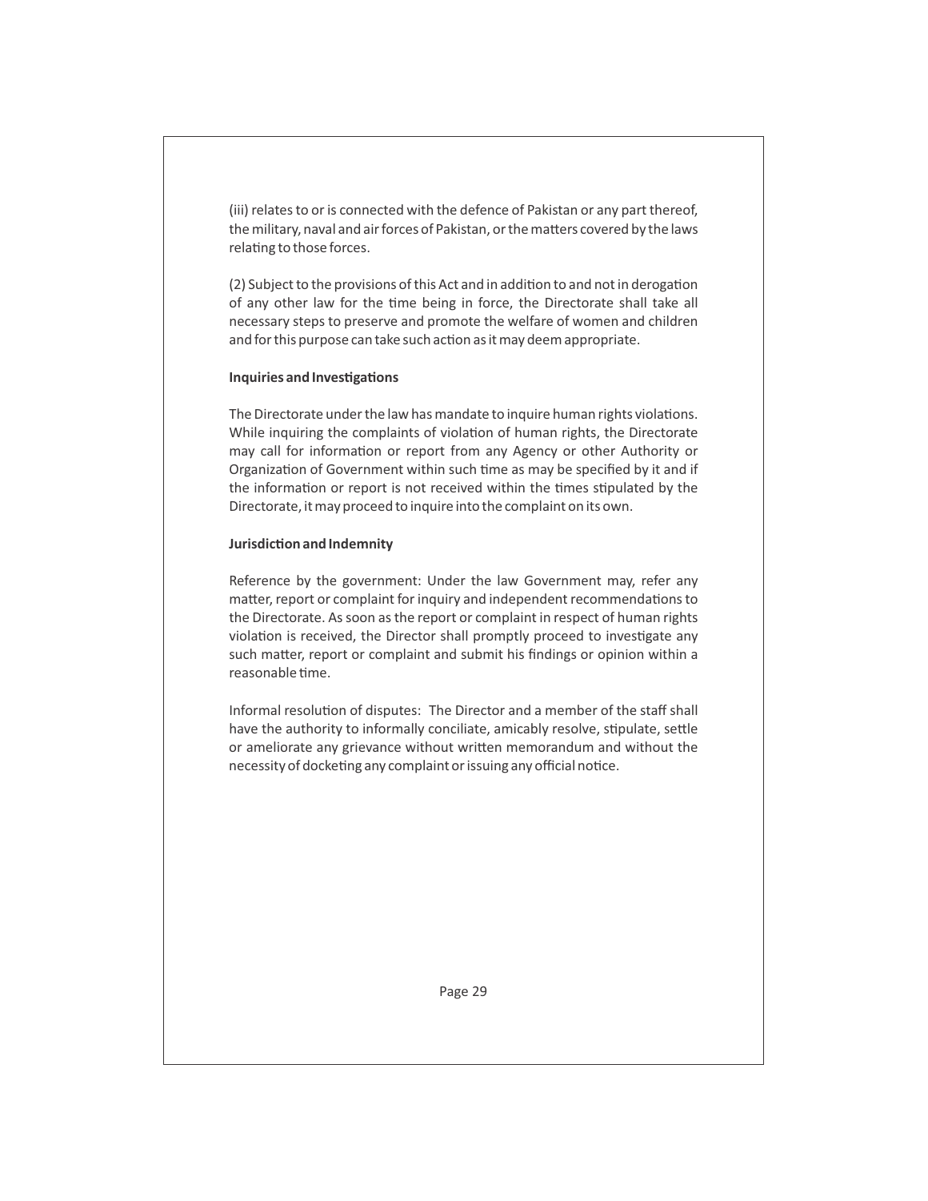(iii) relates to or is connected with the defence of Pakistan or any part thereof, the military, naval and air forces of Pakistan, or the matters covered by the laws relating to those forces.

(2) Subject to the provisions of this Act and in addition to and not in derogation of any other law for the time being in force, the Directorate shall take all necessary steps to preserve and promote the welfare of women and children and for this purpose can take such action as it may deem appropriate.

**Inquiries and Investigations**

The Directorate under the law has mandate to inquire human rights violations. While inquiring the complaints of violation of human rights, the Directorate may call for information or report from any Agency or other Authority or Organization of Government within such time as may be specified by it and if the information or report is not received within the times stipulated by the Directorate, it may proceed to inquire into the complaint on its own.

**Jurisdiction and Indemnity**

Reference by the government: Under the law Government may, refer any matter, report or complaint for inquiry and independent recommendations to the Directorate. As soon as the report or complaint in respect of human rights violation is received, the Director shall promptly proceed to investigate any such matter, report or complaint and submit his findings or opinion within a reasonable time.

Informal resolution of disputes: The Director and a member of the staff shall have the authority to informally conciliate, amicably resolve, stipulate, settle or ameliorate any grievance without written memorandum and without the necessity of docketing any complaint or issuing any official notice.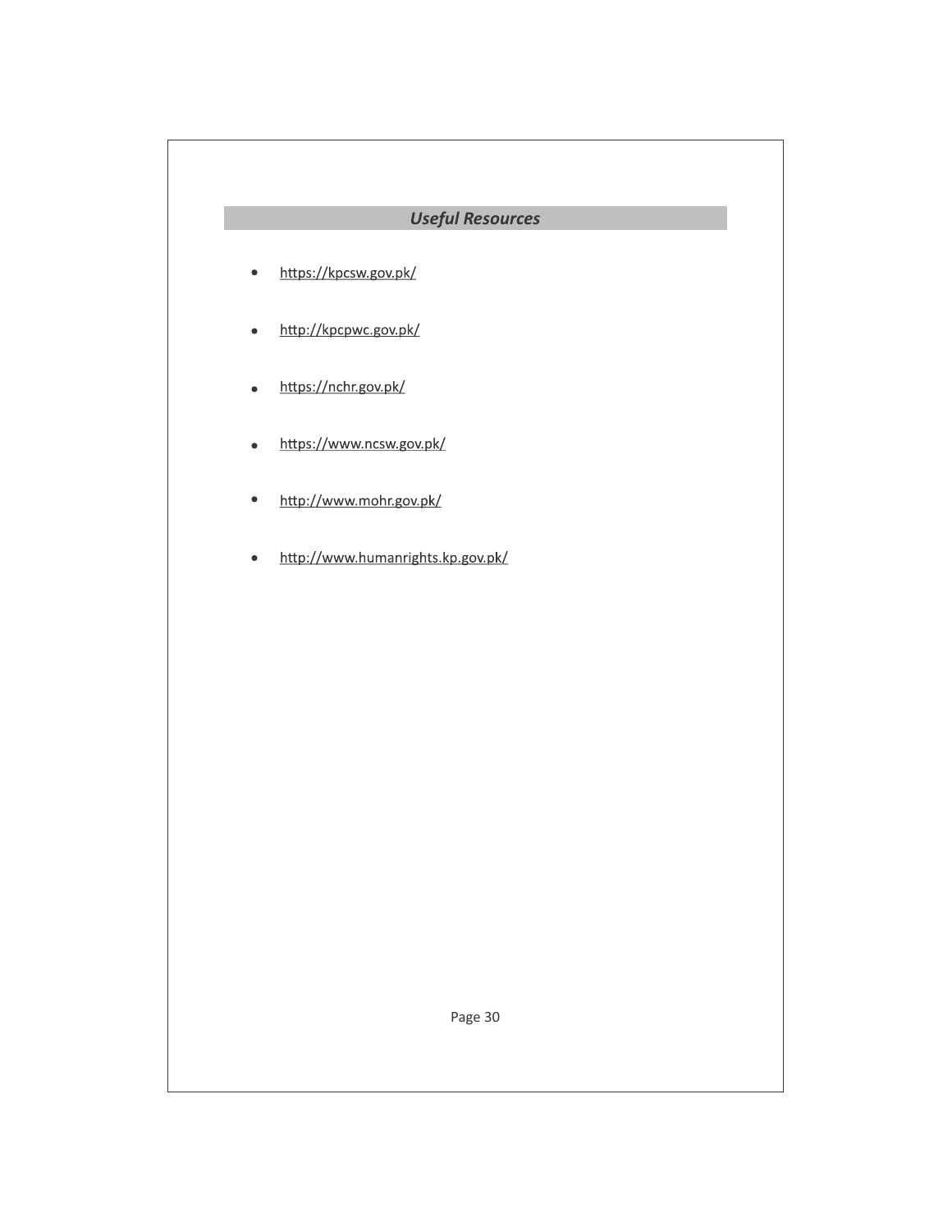## *Useful Resources*

- https://kpcsw.gov.pk/
- http://kpcpwc.gov.pk/
- https://nchr.gov.pk/
- https://www.ncsw.gov.pk/
- http://www.mohr.gov.pk/
- http://www.humanrights.kp.gov.pk/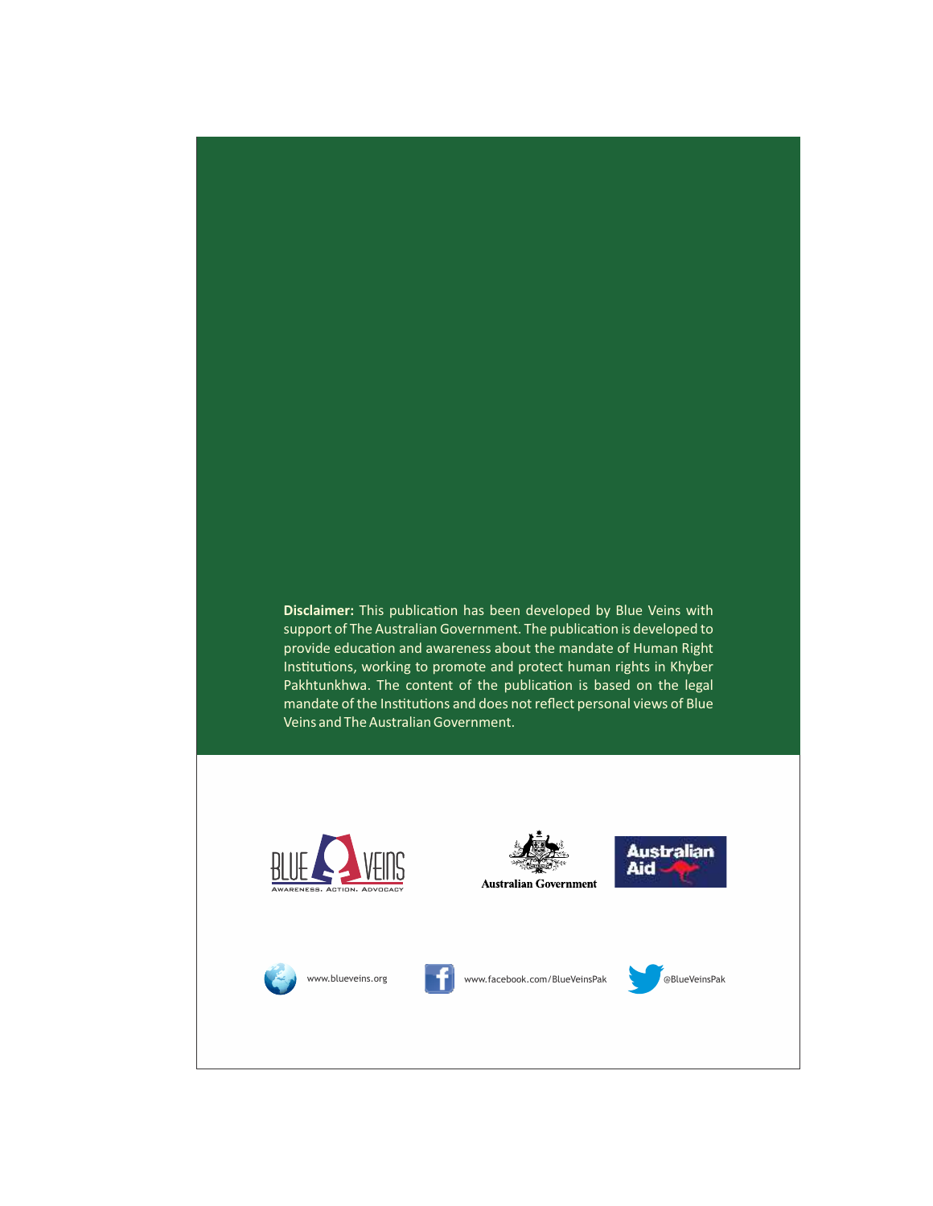**Disclaimer:** This publication has been developed by Blue Veins with support of The Australian Government. The publication is developed to provide education and awareness about the mandate of Human Right Institutions, working to promote and protect human rights in Khyber Pakhtunkhwa. The content of the publication is based on the legal mandate of the Institutions and does not reflect personal views of Blue Veins and The Australian Government.

BLUE VEINS
AWARENESS. ACTION. ADVOCACY

Australian Government

Australian Aid

www.blueveins.org

www.facebook.com/BlueVeinsPak

@BlueVeinsPak